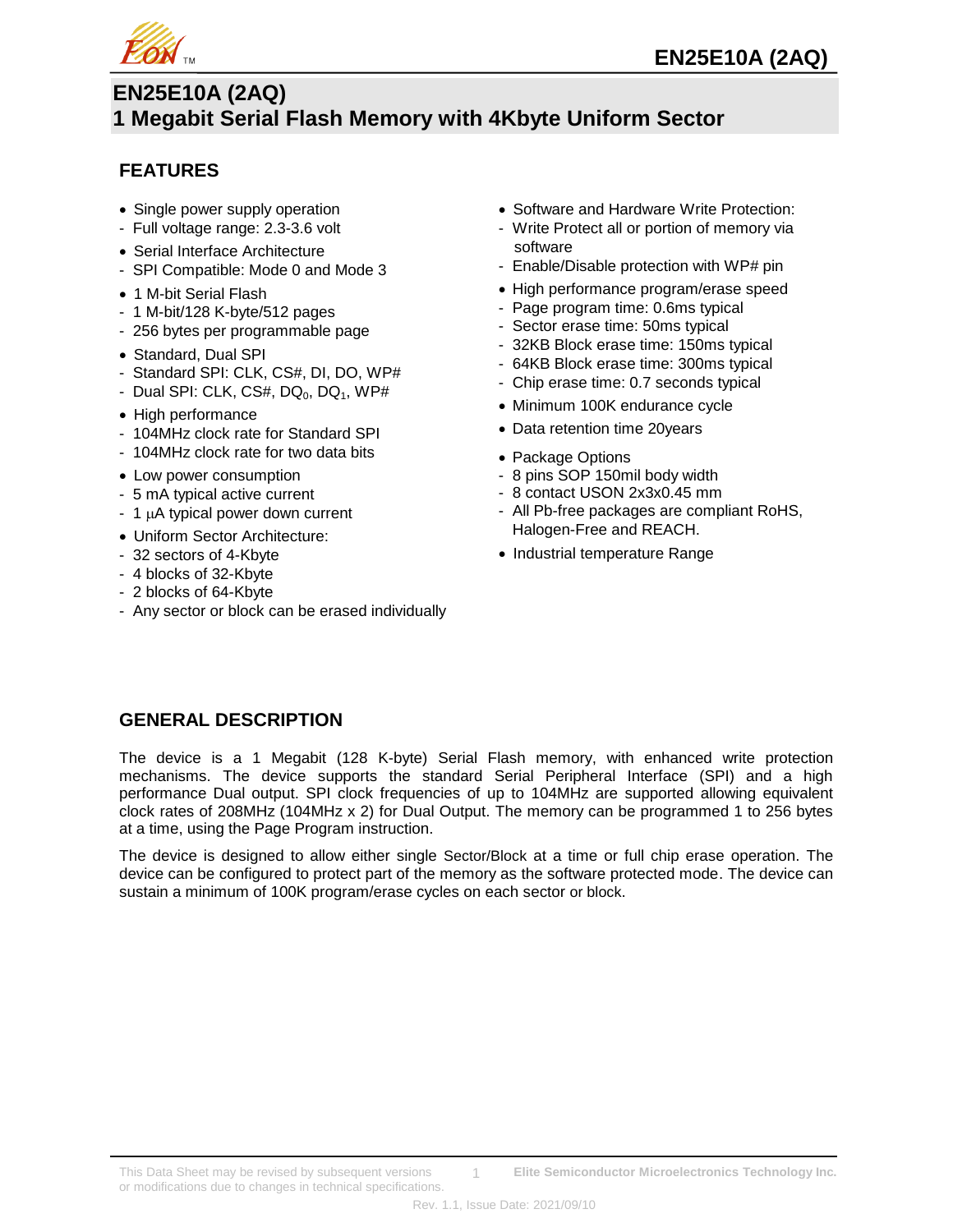# EN25E10A (2AQ)

## 1 Megabit Serial Flash Memory with 4Kbyte Uniform Sector

### FEATURES

- Single power supply operation
  - Full voltage range: 2.3-3.6 volt
- Serial Interface Architecture
  - SPI Compatible: Mode 0 and Mode 3
- 1 M-bit Serial Flash
  - 1 M-bit/128 K-byte/512 pages
  - 256 bytes per programmable page
- Standard, Dual SPI
  - Standard SPI: CLK, CS#, DI, DO, WP#
  - Dual SPI: CLK, CS#, $DQ_0$, $DQ_1$, WP#
- High performance
  - 104MHz clock rate for Standard SPI
  - 104MHz clock rate for two data bits
- Low power consumption
  - 5 mA typical active current
  - 1 μA typical power down current
- Uniform Sector Architecture:
  - 32 sectors of 4-Kbyte
  - 4 blocks of 32-Kbyte
  - 2 blocks of 64-Kbyte
  - Any sector or block can be erased individually
- Software and Hardware Write Protection:
  - Write Protect all or portion of memory via software
  - Enable/Disable protection with WP# pin
- High performance program/erase speed
  - Page program time: 0.6ms typical
  - Sector erase time: 50ms typical
  - 32KB Block erase time: 150ms typical
  - 64KB Block erase time: 300ms typical
  - Chip erase time: 0.7 seconds typical
- Minimum 100K endurance cycle
- Data retention time 20years
- Package Options
  - 8 pins SOP 150mil body width
  - 8 contact USON 2x3x0.45 mm
  - All Pb-free packages are compliant RoHS, Halogen-Free and REACH.
- Industrial temperature Range

### GENERAL DESCRIPTION

The device is a 1 Megabit (128 K-byte) Serial Flash memory, with enhanced write protection mechanisms. The device supports the standard Serial Peripheral Interface (SPI) and a high performance Dual output. SPI clock frequencies of up to 104MHz are supported allowing equivalent clock rates of 208MHz (104MHz x 2) for Dual Output. The memory can be programmed 1 to 256 bytes at a time, using the Page Program instruction.

The device is designed to allow either single Sector/Block at a time or full chip erase operation. The device can be configured to protect part of the memory as the software protected mode. The device can sustain a minimum of 100K program/erase cycles on each sector or block.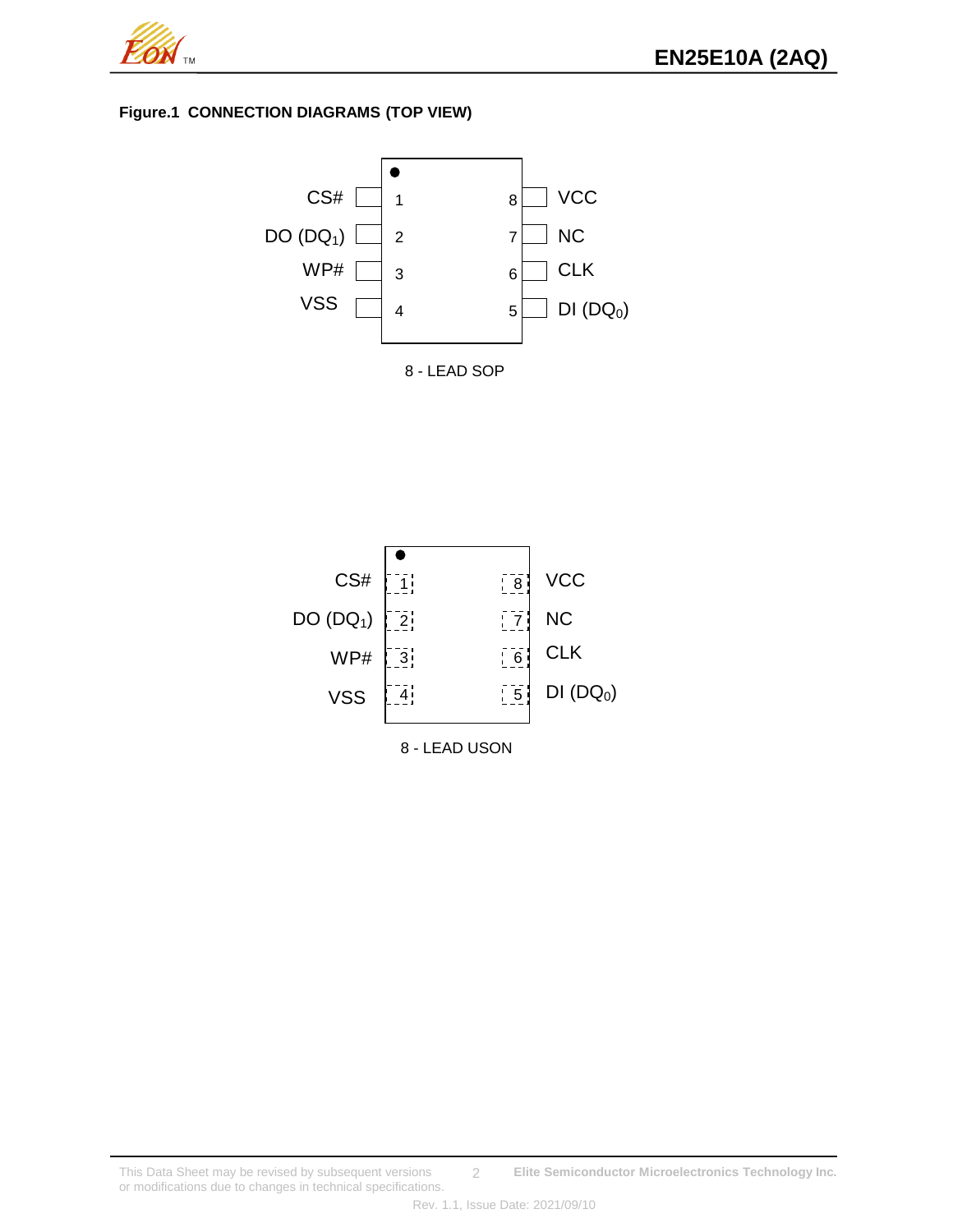**Figure.1 CONNECTION DIAGRAMS (TOP VIEW)**

| Signal | Pin | Pin | Signal |
|---|---|---|---|
| CS# | 1 | 8 | VCC |
| DO ($DQ_1$) | 2 | 7 | NC |
| WP# | 3 | 6 | CLK |
| VSS | 4 | 5 | DI ($DQ_0$) |

8 - LEAD SOP

| Signal | Pin | Pin | Signal |
|---|---|---|---|
| CS# | 1 | 8 | VCC |
| DO ($DQ_1$) | 2 | 7 | NC |
| WP# | 3 | 6 | CLK |
| VSS | 4 | 5 | DI ($DQ_0$) |

8 - LEAD USON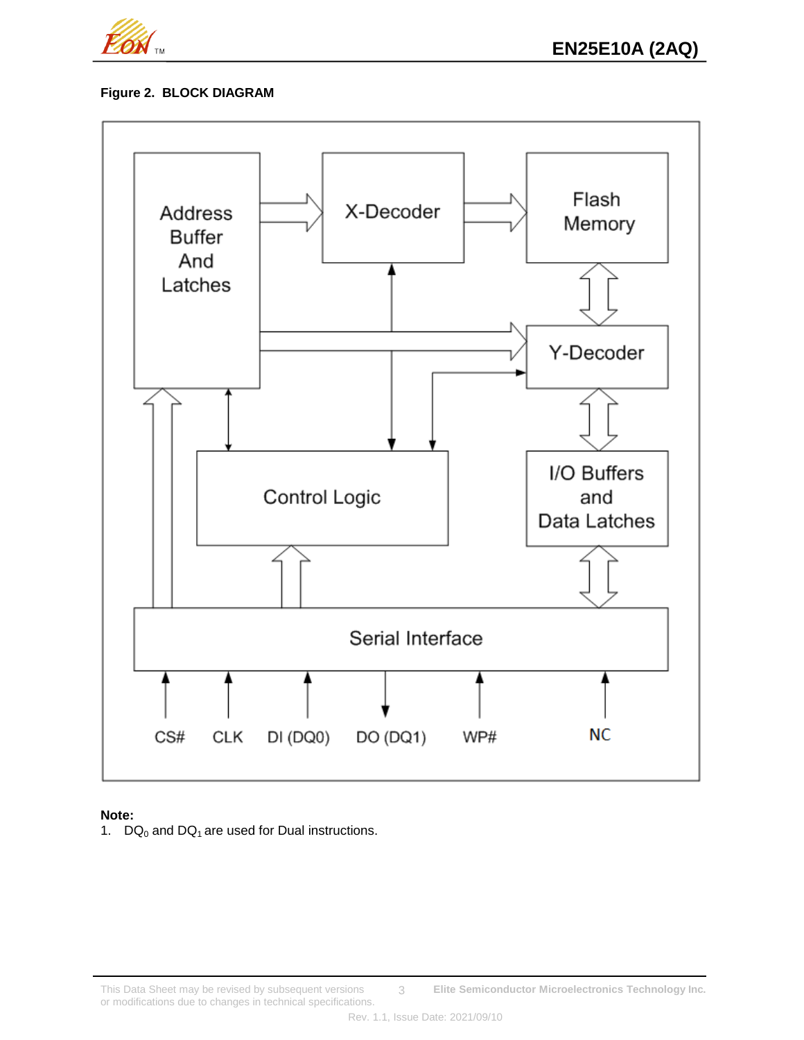**Figure 2. BLOCK DIAGRAM**

Address Buffer And Latches

X-Decoder

Flash Memory

Y-Decoder

Control Logic

I/O Buffers and Data Latches

Serial Interface

CS# CLK DI (DQ0) DO (DQ1) WP# NC

**Note:**

1. $DQ_0$ and $DQ_1$ are used for Dual instructions.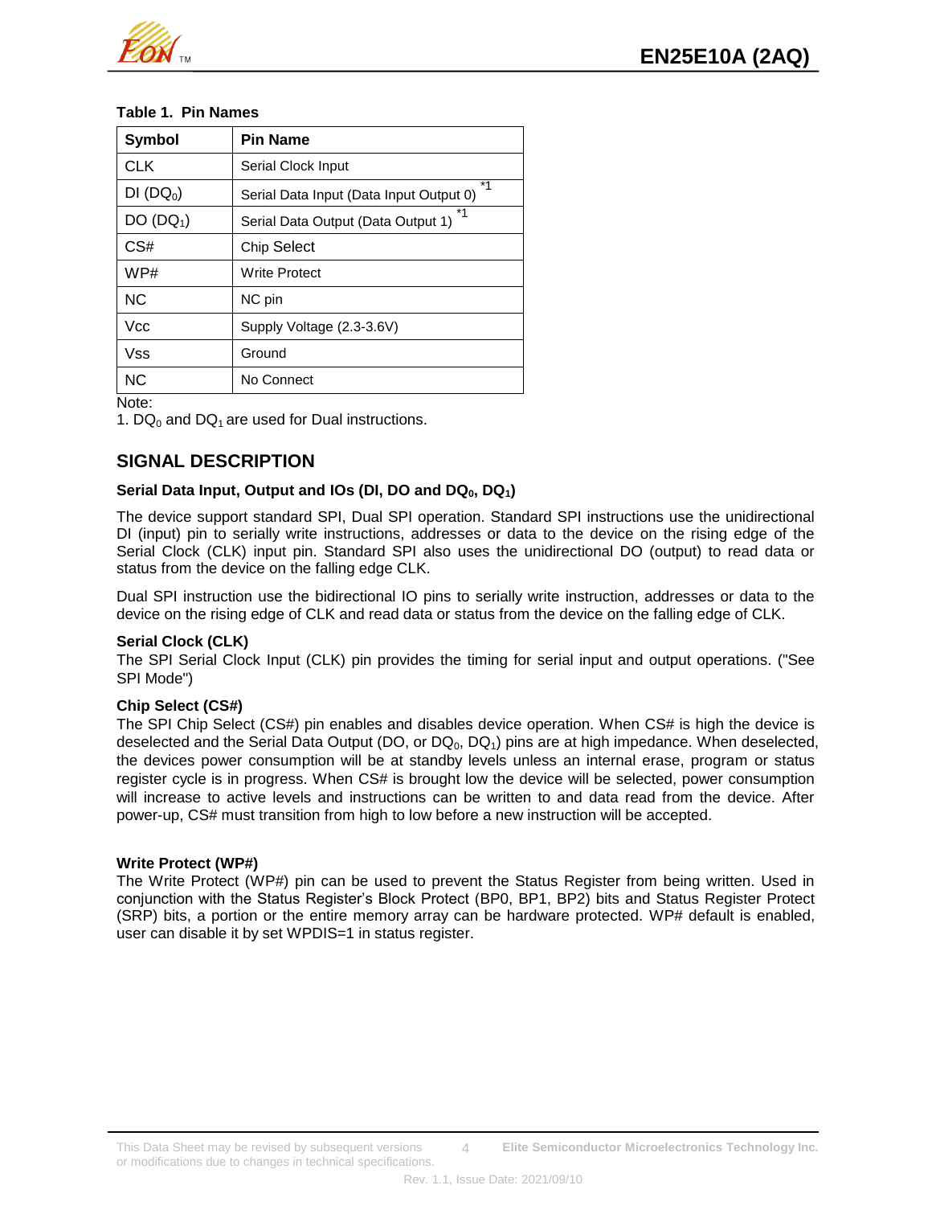**Table 1. Pin Names**

| Symbol | Pin Name |
| --- | --- |
| CLK | Serial Clock Input |
| DI ($DQ_0$) | Serial Data Input (Data Input Output 0) *1 |
| DO ($DQ_1$) | Serial Data Output (Data Output 1) *1 |
| CS# | Chip Select |
| WP# | Write Protect |
| NC | NC pin |
| Vcc | Supply Voltage (2.3-3.6V) |
| Vss | Ground |
| NC | No Connect |

Note:

1. $DQ_0$ and $DQ_1$ are used for Dual instructions.

## SIGNAL DESCRIPTION

### Serial Data Input, Output and IOs (DI, DO and $DQ_0$, $DQ_1$)

The device support standard SPI, Dual SPI operation. Standard SPI instructions use the unidirectional DI (input) pin to serially write instructions, addresses or data to the device on the rising edge of the Serial Clock (CLK) input pin. Standard SPI also uses the unidirectional DO (output) to read data or status from the device on the falling edge CLK.

Dual SPI instruction use the bidirectional IO pins to serially write instruction, addresses or data to the device on the rising edge of CLK and read data or status from the device on the falling edge of CLK.

### Serial Clock (CLK)

The SPI Serial Clock Input (CLK) pin provides the timing for serial input and output operations. ("See SPI Mode")

### Chip Select (CS#)

The SPI Chip Select (CS#) pin enables and disables device operation. When CS# is high the device is deselected and the Serial Data Output (DO, or $DQ_0$, $DQ_1$) pins are at high impedance. When deselected, the devices power consumption will be at standby levels unless an internal erase, program or status register cycle is in progress. When CS# is brought low the device will be selected, power consumption will increase to active levels and instructions can be written to and data read from the device. After power-up, CS# must transition from high to low before a new instruction will be accepted.

### Write Protect (WP#)

The Write Protect (WP#) pin can be used to prevent the Status Register from being written. Used in conjunction with the Status Register's Block Protect (BP0, BP1, BP2) bits and Status Register Protect (SRP) bits, a portion or the entire memory array can be hardware protected. WP# default is enabled, user can disable it by set WPDIS=1 in status register.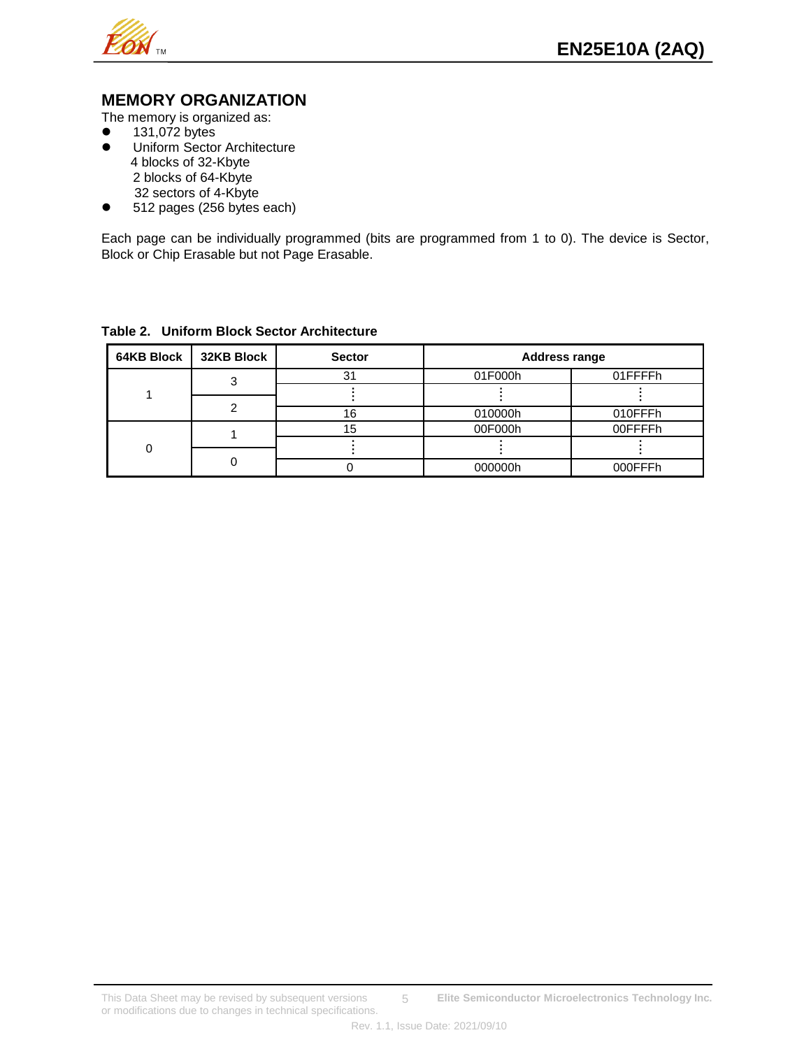## MEMORY ORGANIZATION

The memory is organized as:

- 131,072 bytes
- Uniform Sector Architecture
  4 blocks of 32-Kbyte
  2 blocks of 64-Kbyte
  32 sectors of 4-Kbyte
- 512 pages (256 bytes each)

Each page can be individually programmed (bits are programmed from 1 to 0). The device is Sector, Block or Chip Erasable but not Page Erasable.

**Table 2. Uniform Block Sector Architecture**

| 64KB Block | 32KB Block | Sector | Address range | |
|---|---|---|---|---|
| 1 | 3 | 31 | 01F000h | 01FFFFh |
| | | ⋮ | ⋮ | ⋮ |
| | 2 | 16 | 010000h | 010FFFh |
| 0 | 1 | 15 | 00F000h | 00FFFFh |
| | | ⋮ | ⋮ | ⋮ |
| | 0 | 0 | 000000h | 000FFFh |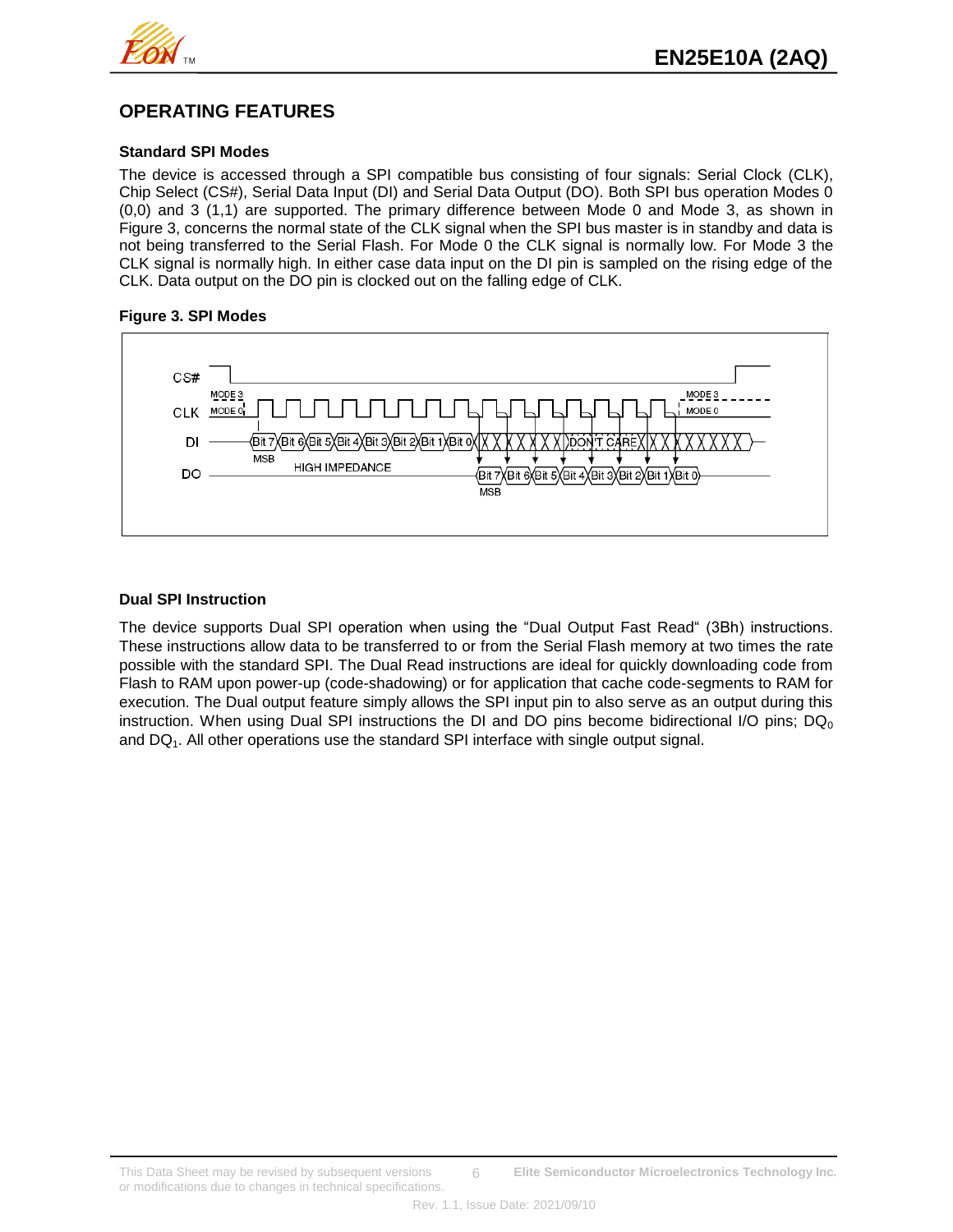## OPERATING FEATURES

### Standard SPI Modes

The device is accessed through a SPI compatible bus consisting of four signals: Serial Clock (CLK), Chip Select (CS#), Serial Data Input (DI) and Serial Data Output (DO). Both SPI bus operation Modes 0 (0,0) and 3 (1,1) are supported. The primary difference between Mode 0 and Mode 3, as shown in Figure 3, concerns the normal state of the CLK signal when the SPI bus master is in standby and data is not being transferred to the Serial Flash. For Mode 0 the CLK signal is normally low. For Mode 3 the CLK signal is normally high. In either case data input on the DI pin is sampled on the rising edge of the CLK. Data output on the DO pin is clocked out on the falling edge of CLK.

**Figure 3. SPI Modes**

### Dual SPI Instruction

The device supports Dual SPI operation when using the "Dual Output Fast Read" (3Bh) instructions. These instructions allow data to be transferred to or from the Serial Flash memory at two times the rate possible with the standard SPI. The Dual Read instructions are ideal for quickly downloading code from Flash to RAM upon power-up (code-shadowing) or for application that cache code-segments to RAM for execution. The Dual output feature simply allows the SPI input pin to also serve as an output during this instruction. When using Dual SPI instructions the DI and DO pins become bidirectional I/O pins; $DQ_0$ and $DQ_1$. All other operations use the standard SPI interface with single output signal.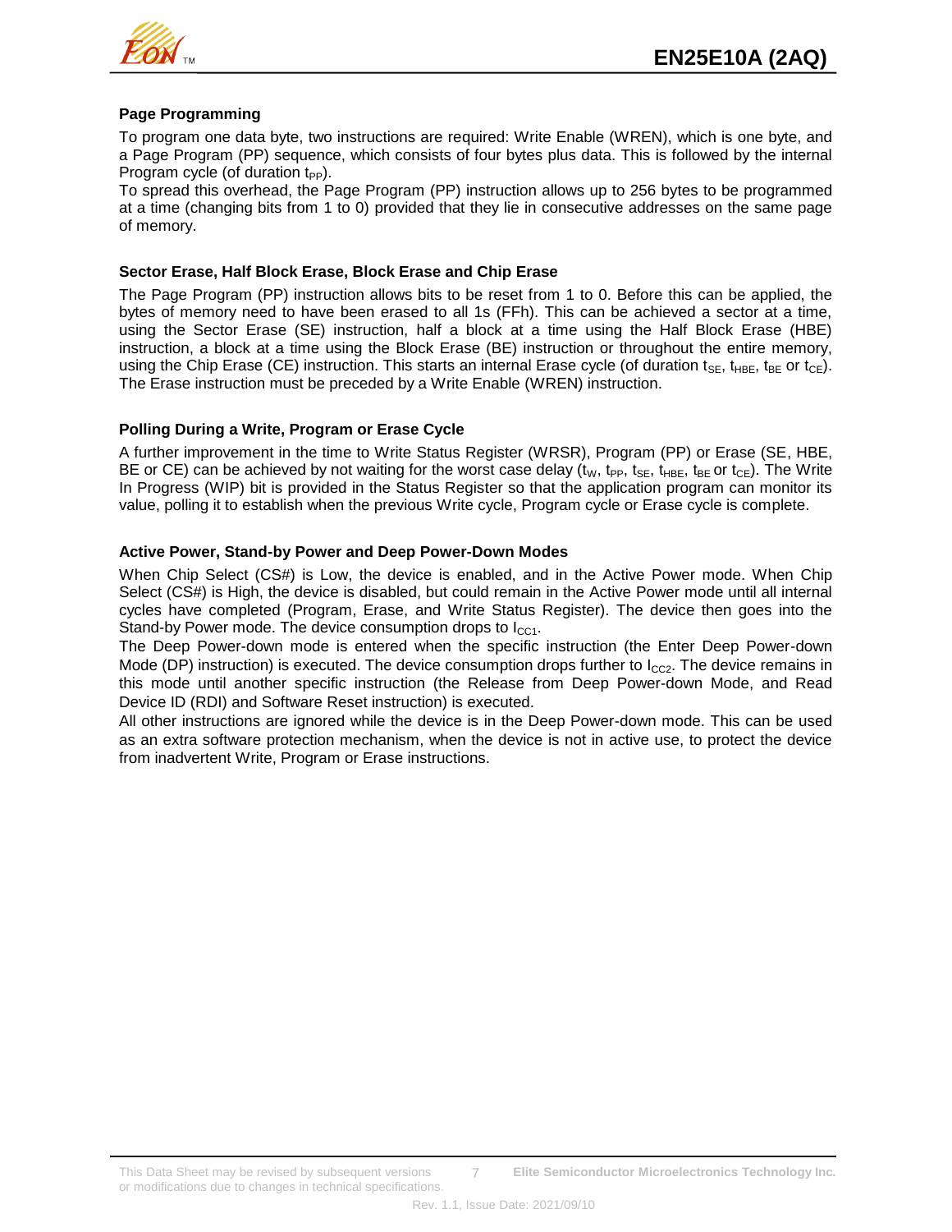### Page Programming

To program one data byte, two instructions are required: Write Enable (WREN), which is one byte, and a Page Program (PP) sequence, which consists of four bytes plus data. This is followed by the internal Program cycle (of duration $t_{PP}$).

To spread this overhead, the Page Program (PP) instruction allows up to 256 bytes to be programmed at a time (changing bits from 1 to 0) provided that they lie in consecutive addresses on the same page of memory.

### Sector Erase, Half Block Erase, Block Erase and Chip Erase

The Page Program (PP) instruction allows bits to be reset from 1 to 0. Before this can be applied, the bytes of memory need to have been erased to all 1s (FFh). This can be achieved a sector at a time, using the Sector Erase (SE) instruction, half a block at a time using the Half Block Erase (HBE) instruction, a block at a time using the Block Erase (BE) instruction or throughout the entire memory, using the Chip Erase (CE) instruction. This starts an internal Erase cycle (of duration $t_{SE}$, $t_{HBE}$, $t_{BE}$ or $t_{CE}$). The Erase instruction must be preceded by a Write Enable (WREN) instruction.

### Polling During a Write, Program or Erase Cycle

A further improvement in the time to Write Status Register (WRSR), Program (PP) or Erase (SE, HBE, BE or CE) can be achieved by not waiting for the worst case delay ($t_W$, $t_{PP}$, $t_{SE}$, $t_{HBE}$, $t_{BE}$ or $t_{CE}$). The Write In Progress (WIP) bit is provided in the Status Register so that the application program can monitor its value, polling it to establish when the previous Write cycle, Program cycle or Erase cycle is complete.

### Active Power, Stand-by Power and Deep Power-Down Modes

When Chip Select (CS#) is Low, the device is enabled, and in the Active Power mode. When Chip Select (CS#) is High, the device is disabled, but could remain in the Active Power mode until all internal cycles have completed (Program, Erase, and Write Status Register). The device then goes into the Stand-by Power mode. The device consumption drops to $I_{CC1}$.

The Deep Power-down mode is entered when the specific instruction (the Enter Deep Power-down Mode (DP) instruction) is executed. The device consumption drops further to $I_{CC2}$. The device remains in this mode until another specific instruction (the Release from Deep Power-down Mode, and Read Device ID (RDI) and Software Reset instruction) is executed.

All other instructions are ignored while the device is in the Deep Power-down mode. This can be used as an extra software protection mechanism, when the device is not in active use, to protect the device from inadvertent Write, Program or Erase instructions.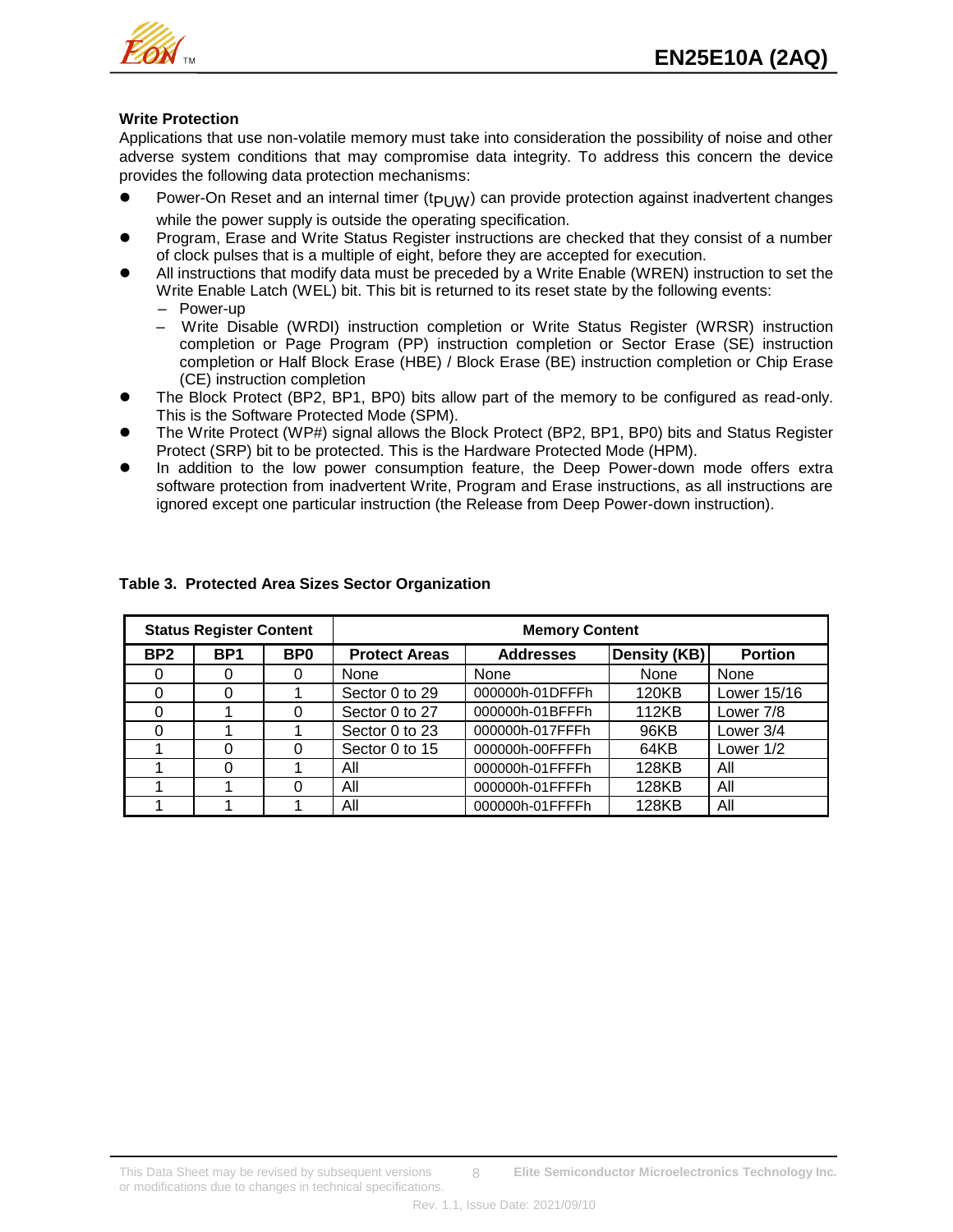### Write Protection

Applications that use non-volatile memory must take into consideration the possibility of noise and other adverse system conditions that may compromise data integrity. To address this concern the device provides the following data protection mechanisms:

- Power-On Reset and an internal timer ($t_{PUW}$) can provide protection against inadvertent changes while the power supply is outside the operating specification.
- Program, Erase and Write Status Register instructions are checked that they consist of a number of clock pulses that is a multiple of eight, before they are accepted for execution.
- All instructions that modify data must be preceded by a Write Enable (WREN) instruction to set the Write Enable Latch (WEL) bit. This bit is returned to its reset state by the following events:
  - Power-up
  - Write Disable (WRDI) instruction completion or Write Status Register (WRSR) instruction completion or Page Program (PP) instruction completion or Sector Erase (SE) instruction completion or Half Block Erase (HBE) / Block Erase (BE) instruction completion or Chip Erase (CE) instruction completion
- The Block Protect (BP2, BP1, BP0) bits allow part of the memory to be configured as read-only. This is the Software Protected Mode (SPM).
- The Write Protect (WP#) signal allows the Block Protect (BP2, BP1, BP0) bits and Status Register Protect (SRP) bit to be protected. This is the Hardware Protected Mode (HPM).
- In addition to the low power consumption feature, the Deep Power-down mode offers extra software protection from inadvertent Write, Program and Erase instructions, as all instructions are ignored except one particular instruction (the Release from Deep Power-down instruction).

**Table 3. Protected Area Sizes Sector Organization**

| Status Register Content | | | Memory Content | | | |
|---|---|---|---|---|---|---|
| **BP2** | **BP1** | **BP0** | **Protect Areas** | **Addresses** | **Density (KB)** | **Portion** |
| 0 | 0 | 0 | None | None | None | None |
| 0 | 0 | 1 | Sector 0 to 29 | 000000h-01DFFFh | 120KB | Lower 15/16 |
| 0 | 1 | 0 | Sector 0 to 27 | 000000h-01BFFFh | 112KB | Lower 7/8 |
| 0 | 1 | 1 | Sector 0 to 23 | 000000h-017FFFh | 96KB | Lower 3/4 |
| 1 | 0 | 0 | Sector 0 to 15 | 000000h-00FFFFh | 64KB | Lower 1/2 |
| 1 | 0 | 1 | All | 000000h-01FFFFh | 128KB | All |
| 1 | 1 | 0 | All | 000000h-01FFFFh | 128KB | All |
| 1 | 1 | 1 | All | 000000h-01FFFFh | 128KB | All |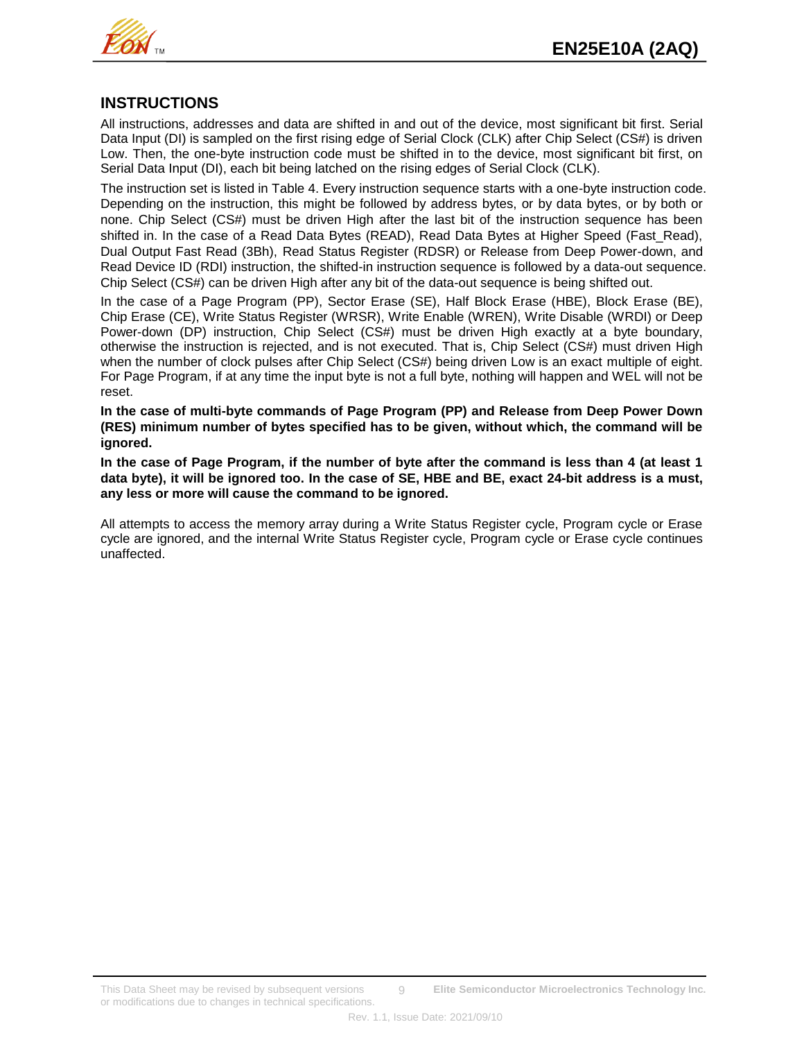## INSTRUCTIONS

All instructions, addresses and data are shifted in and out of the device, most significant bit first. Serial Data Input (DI) is sampled on the first rising edge of Serial Clock (CLK) after Chip Select (CS#) is driven Low. Then, the one-byte instruction code must be shifted in to the device, most significant bit first, on Serial Data Input (DI), each bit being latched on the rising edges of Serial Clock (CLK).

The instruction set is listed in Table 4. Every instruction sequence starts with a one-byte instruction code. Depending on the instruction, this might be followed by address bytes, or by data bytes, or by both or none. Chip Select (CS#) must be driven High after the last bit of the instruction sequence has been shifted in. In the case of a Read Data Bytes (READ), Read Data Bytes at Higher Speed (Fast_Read), Dual Output Fast Read (3Bh), Read Status Register (RDSR) or Release from Deep Power-down, and Read Device ID (RDI) instruction, the shifted-in instruction sequence is followed by a data-out sequence. Chip Select (CS#) can be driven High after any bit of the data-out sequence is being shifted out.

In the case of a Page Program (PP), Sector Erase (SE), Half Block Erase (HBE), Block Erase (BE), Chip Erase (CE), Write Status Register (WRSR), Write Enable (WREN), Write Disable (WRDI) or Deep Power-down (DP) instruction, Chip Select (CS#) must be driven High exactly at a byte boundary, otherwise the instruction is rejected, and is not executed. That is, Chip Select (CS#) must driven High when the number of clock pulses after Chip Select (CS#) being driven Low is an exact multiple of eight. For Page Program, if at any time the input byte is not a full byte, nothing will happen and WEL will not be reset.

**In the case of multi-byte commands of Page Program (PP) and Release from Deep Power Down (RES) minimum number of bytes specified has to be given, without which, the command will be ignored.**

**In the case of Page Program, if the number of byte after the command is less than 4 (at least 1 data byte), it will be ignored too. In the case of SE, HBE and BE, exact 24-bit address is a must, any less or more will cause the command to be ignored.**

All attempts to access the memory array during a Write Status Register cycle, Program cycle or Erase cycle are ignored, and the internal Write Status Register cycle, Program cycle or Erase cycle continues unaffected.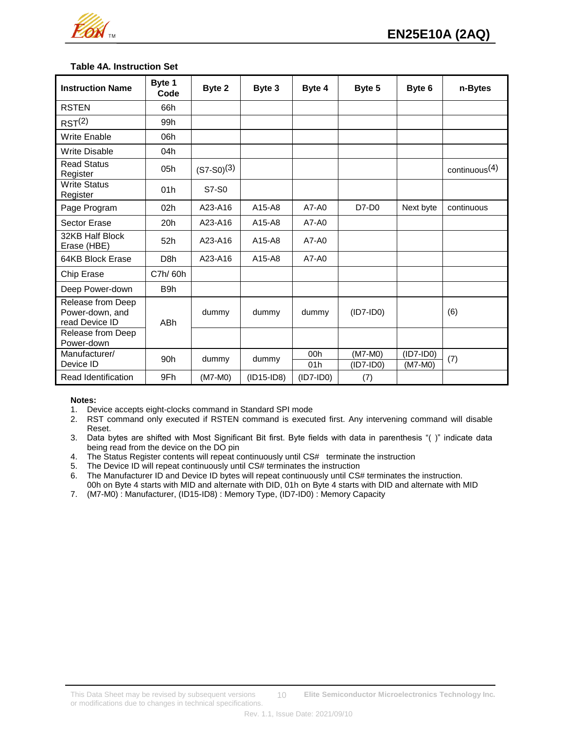**Table 4A. Instruction Set**

| Instruction Name | Byte 1 Code | Byte 2 | Byte 3 | Byte 4 | Byte 5 | Byte 6 | n-Bytes |
|---|---|---|---|---|---|---|---|
| RSTEN | 66h | | | | | | |
| RST(2) | 99h | | | | | | |
| Write Enable | 06h | | | | | | |
| Write Disable | 04h | | | | | | |
| Read Status Register | 05h | (S7-S0)(3) | | | | | continuous(4) |
| Write Status Register | 01h | S7-S0 | | | | | |
| Page Program | 02h | A23-A16 | A15-A8 | A7-A0 | D7-D0 | Next byte | continuous |
| Sector Erase | 20h | A23-A16 | A15-A8 | A7-A0 | | | |
| 32KB Half Block Erase (HBE) | 52h | A23-A16 | A15-A8 | A7-A0 | | | |
| 64KB Block Erase | D8h | A23-A16 | A15-A8 | A7-A0 | | | |
| Chip Erase | C7h/ 60h | | | | | | |
| Deep Power-down | B9h | | | | | | |
| Release from Deep Power-down, and read Device ID | ABh | dummy | dummy | dummy | (ID7-ID0) | | (6) |
| Release from Deep Power-down | ABh | | | | | | |
| Manufacturer/ Device ID | 90h | dummy | dummy | 00h | (M7-M0) | (ID7-ID0) | (7) |
| | | | | 01h | (ID7-ID0) | (M7-M0) | |
| Read Identification | 9Fh | (M7-M0) | (ID15-ID8) | (ID7-ID0) | (7) | | |

**Notes:**

1. Device accepts eight-clocks command in Standard SPI mode
2. RST command only executed if RSTEN command is executed first. Any intervening command will disable Reset.
3. Data bytes are shifted with Most Significant Bit first. Byte fields with data in parenthesis "( )" indicate data being read from the device on the DO pin
4. The Status Register contents will repeat continuously until CS# terminate the instruction
5. The Device ID will repeat continuously until CS# terminates the instruction
6. The Manufacturer ID and Device ID bytes will repeat continuously until CS# terminates the instruction. 00h on Byte 4 starts with MID and alternate with DID, 01h on Byte 4 starts with DID and alternate with MID
7. (M7-M0) : Manufacturer, (ID15-ID8) : Memory Type, (ID7-ID0) : Memory Capacity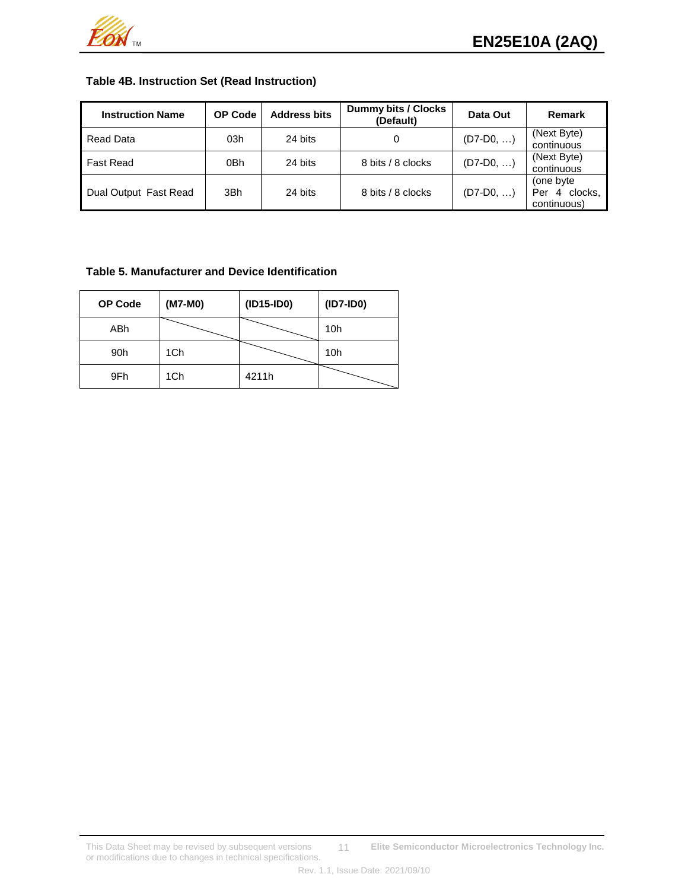**Table 4B. Instruction Set (Read Instruction)**

| Instruction Name | OP Code | Address bits | Dummy bits / Clocks (Default) | Data Out | Remark |
|---|---|---|---|---|---|
| Read Data | 03h | 24 bits | 0 | (D7-D0, …) | (Next Byte) continuous |
| Fast Read | 0Bh | 24 bits | 8 bits / 8 clocks | (D7-D0, …) | (Next Byte) continuous |
| Dual Output Fast Read | 3Bh | 24 bits | 8 bits / 8 clocks | (D7-D0, …) | (one byte Per 4 clocks, continuous) |

**Table 5. Manufacturer and Device Identification**

| OP Code | (M7-M0) | (ID15-ID0) | (ID7-ID0) |
|---|---|---|---|
| ABh | | | 10h |
| 90h | 1Ch | | 10h |
| 9Fh | 1Ch | 4211h | |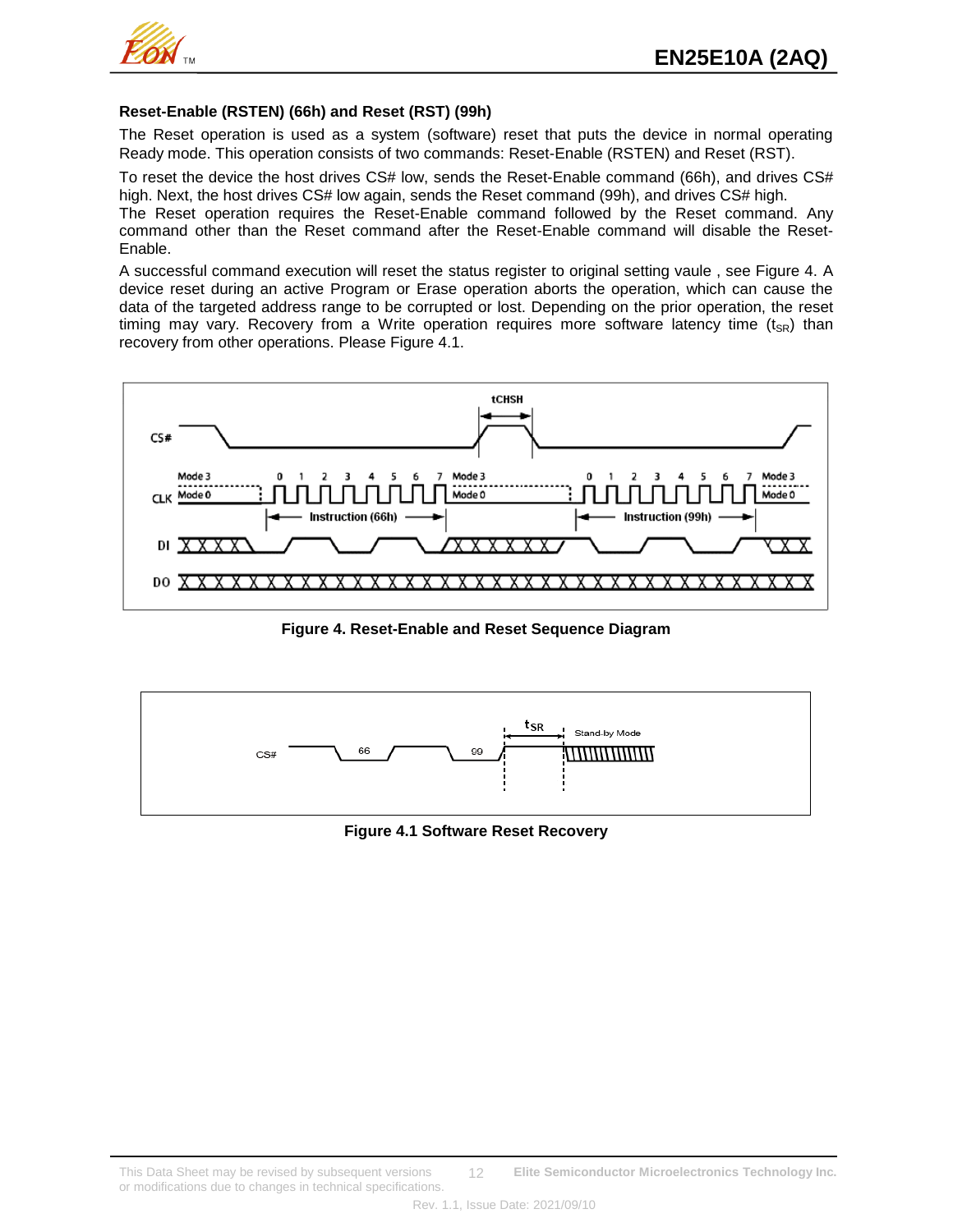### Reset-Enable (RSTEN) (66h) and Reset (RST) (99h)

The Reset operation is used as a system (software) reset that puts the device in normal operating Ready mode. This operation consists of two commands: Reset-Enable (RSTEN) and Reset (RST).

To reset the device the host drives CS# low, sends the Reset-Enable command (66h), and drives CS# high. Next, the host drives CS# low again, sends the Reset command (99h), and drives CS# high.
The Reset operation requires the Reset-Enable command followed by the Reset command. Any command other than the Reset command after the Reset-Enable command will disable the Reset-Enable.

A successful command execution will reset the status register to original setting vaule , see Figure 4. A device reset during an active Program or Erase operation aborts the operation, which can cause the data of the targeted address range to be corrupted or lost. Depending on the prior operation, the reset timing may vary. Recovery from a Write operation requires more software latency time ($t_{SR}$) than recovery from other operations. Please Figure 4.1.

**Figure 4. Reset-Enable and Reset Sequence Diagram**

**Figure 4.1 Software Reset Recovery**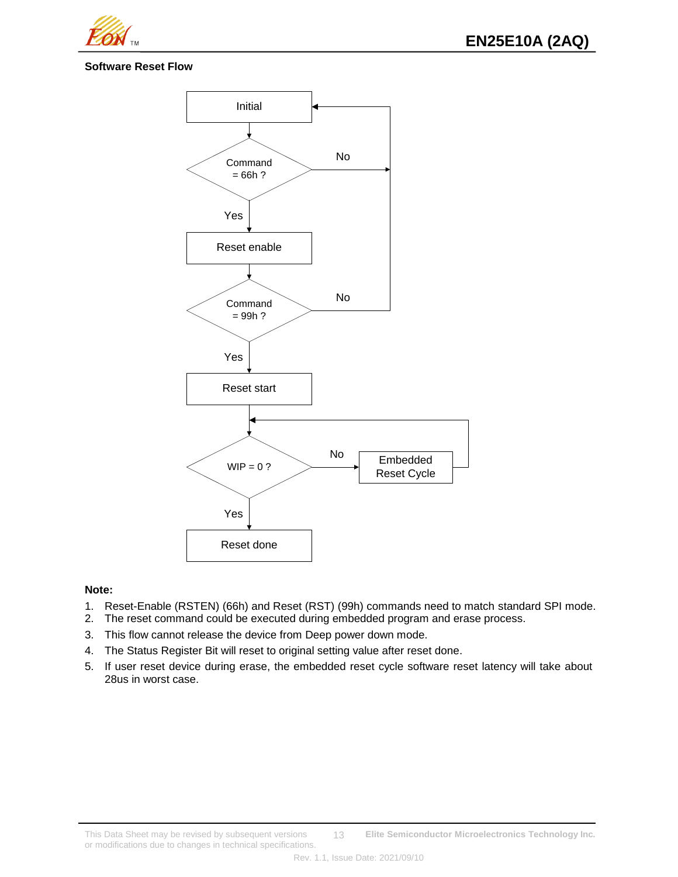**Software Reset Flow**

Initial

Command = 66h ?

No

Yes

Reset enable

Command = 99h ?

No

Yes

Reset start

WIP = 0 ?

No

Embedded Reset Cycle

Yes

Reset done

**Note:**

1. Reset-Enable (RSTEN) (66h) and Reset (RST) (99h) commands need to match standard SPI mode.
2. The reset command could be executed during embedded program and erase process.
3. This flow cannot release the device from Deep power down mode.
4. The Status Register Bit will reset to original setting value after reset done.
5. If user reset device during erase, the embedded reset cycle software reset latency will take about 28us in worst case.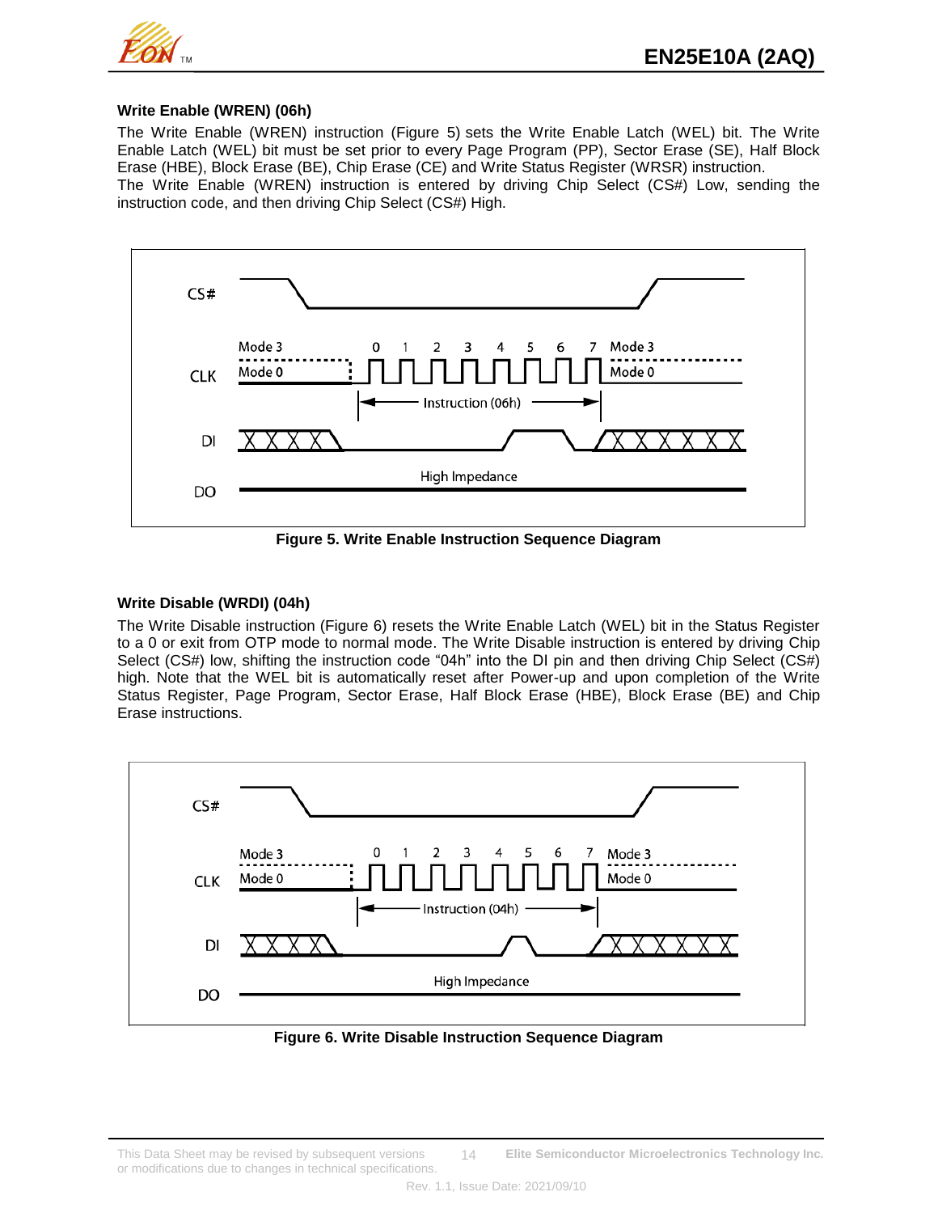#### Write Enable (WREN) (06h)

The Write Enable (WREN) instruction (Figure 5) sets the Write Enable Latch (WEL) bit. The Write Enable Latch (WEL) bit must be set prior to every Page Program (PP), Sector Erase (SE), Half Block Erase (HBE), Block Erase (BE), Chip Erase (CE) and Write Status Register (WRSR) instruction.
The Write Enable (WREN) instruction is entered by driving Chip Select (CS#) Low, sending the instruction code, and then driving Chip Select (CS#) High.

**Figure 5. Write Enable Instruction Sequence Diagram**

#### Write Disable (WRDI) (04h)

The Write Disable instruction (Figure 6) resets the Write Enable Latch (WEL) bit in the Status Register to a 0 or exit from OTP mode to normal mode. The Write Disable instruction is entered by driving Chip Select (CS#) low, shifting the instruction code “04h” into the DI pin and then driving Chip Select (CS#) high. Note that the WEL bit is automatically reset after Power-up and upon completion of the Write Status Register, Page Program, Sector Erase, Half Block Erase (HBE), Block Erase (BE) and Chip Erase instructions.

**Figure 6. Write Disable Instruction Sequence Diagram**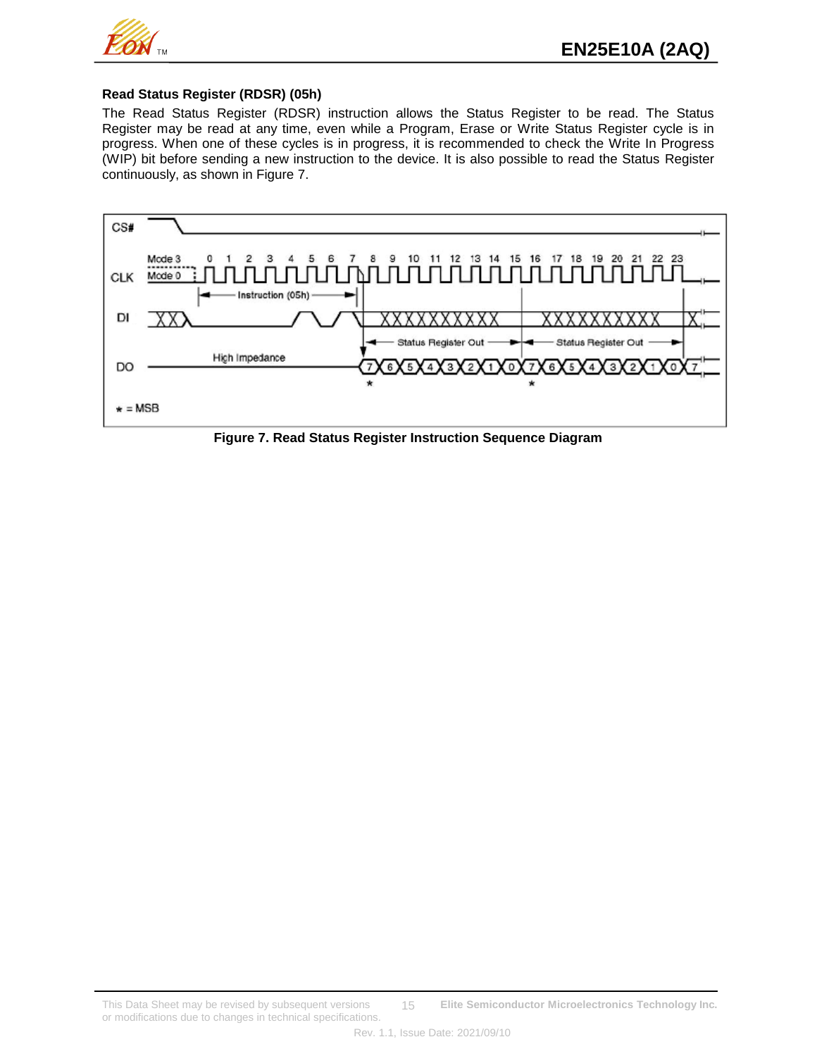### Read Status Register (RDSR) (05h)

The Read Status Register (RDSR) instruction allows the Status Register to be read. The Status Register may be read at any time, even while a Program, Erase or Write Status Register cycle is in progress. When one of these cycles is in progress, it is recommended to check the Write In Progress (WIP) bit before sending a new instruction to the device. It is also possible to read the Status Register continuously, as shown in Figure 7.

**Figure 7. Read Status Register Instruction Sequence Diagram**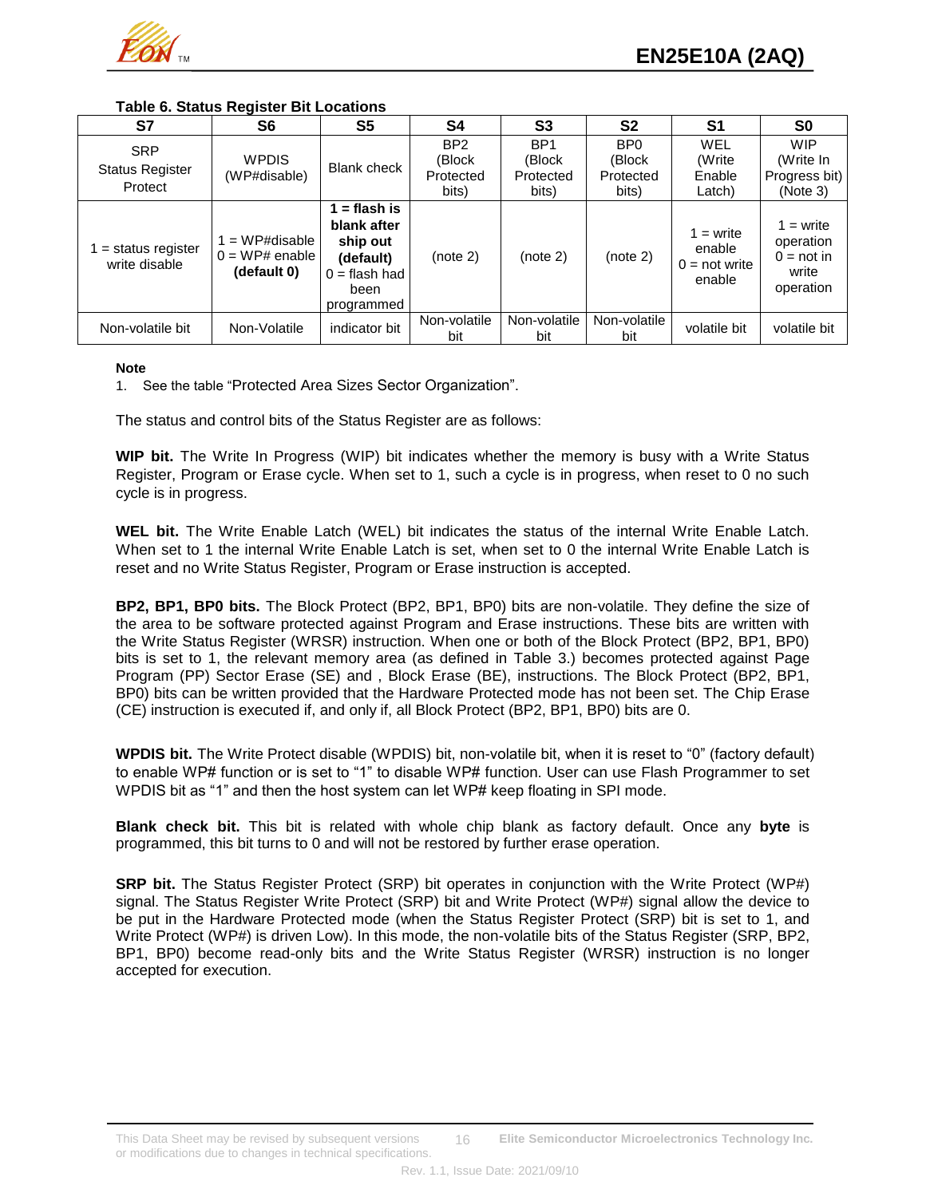**Table 6. Status Register Bit Locations**

| S7 | S6 | S5 | S4 | S3 | S2 | S1 | S0 |
|---|---|---|---|---|---|---|---|
| SRP Status Register Protect | WPDIS (WP#disable) | Blank check | BP2 (Block Protected bits) | BP1 (Block Protected bits) | BP0 (Block Protected bits) | WEL (Write Enable Latch) | WIP (Write In Progress bit) (Note 3) |
| 1 = status register write disable | 1 = WP#disable 0 = WP# enable **(default 0)** | **1 = flash is blank after ship out (default)** 0 = flash had been programmed | (note 2) | (note 2) | (note 2) | 1 = write enable 0 = not write enable | 1 = write operation 0 = not in write operation |
| Non-volatile bit | Non-Volatile | indicator bit | Non-volatile bit | Non-volatile bit | Non-volatile bit | volatile bit | volatile bit |

**Note**

1. See the table "Protected Area Sizes Sector Organization".

The status and control bits of the Status Register are as follows:

**WIP bit.** The Write In Progress (WIP) bit indicates whether the memory is busy with a Write Status Register, Program or Erase cycle. When set to 1, such a cycle is in progress, when reset to 0 no such cycle is in progress.

**WEL bit.** The Write Enable Latch (WEL) bit indicates the status of the internal Write Enable Latch. When set to 1 the internal Write Enable Latch is set, when set to 0 the internal Write Enable Latch is reset and no Write Status Register, Program or Erase instruction is accepted.

**BP2, BP1, BP0 bits.** The Block Protect (BP2, BP1, BP0) bits are non-volatile. They define the size of the area to be software protected against Program and Erase instructions. These bits are written with the Write Status Register (WRSR) instruction. When one or both of the Block Protect (BP2, BP1, BP0) bits is set to 1, the relevant memory area (as defined in Table 3.) becomes protected against Page Program (PP) Sector Erase (SE) and , Block Erase (BE), instructions. The Block Protect (BP2, BP1, BP0) bits can be written provided that the Hardware Protected mode has not been set. The Chip Erase (CE) instruction is executed if, and only if, all Block Protect (BP2, BP1, BP0) bits are 0.

**WPDIS bit.** The Write Protect disable (WPDIS) bit, non-volatile bit, when it is reset to "0" (factory default) to enable WP# function or is set to "1" to disable WP# function. User can use Flash Programmer to set WPDIS bit as "1" and then the host system can let WP# keep floating in SPI mode.

**Blank check bit.** This bit is related with whole chip blank as factory default. Once any **byte** is programmed, this bit turns to 0 and will not be restored by further erase operation.

**SRP bit.** The Status Register Protect (SRP) bit operates in conjunction with the Write Protect (WP#) signal. The Status Register Write Protect (SRP) bit and Write Protect (WP#) signal allow the device to be put in the Hardware Protected mode (when the Status Register Protect (SRP) bit is set to 1, and Write Protect (WP#) is driven Low). In this mode, the non-volatile bits of the Status Register (SRP, BP2, BP1, BP0) become read-only bits and the Write Status Register (WRSR) instruction is no longer accepted for execution.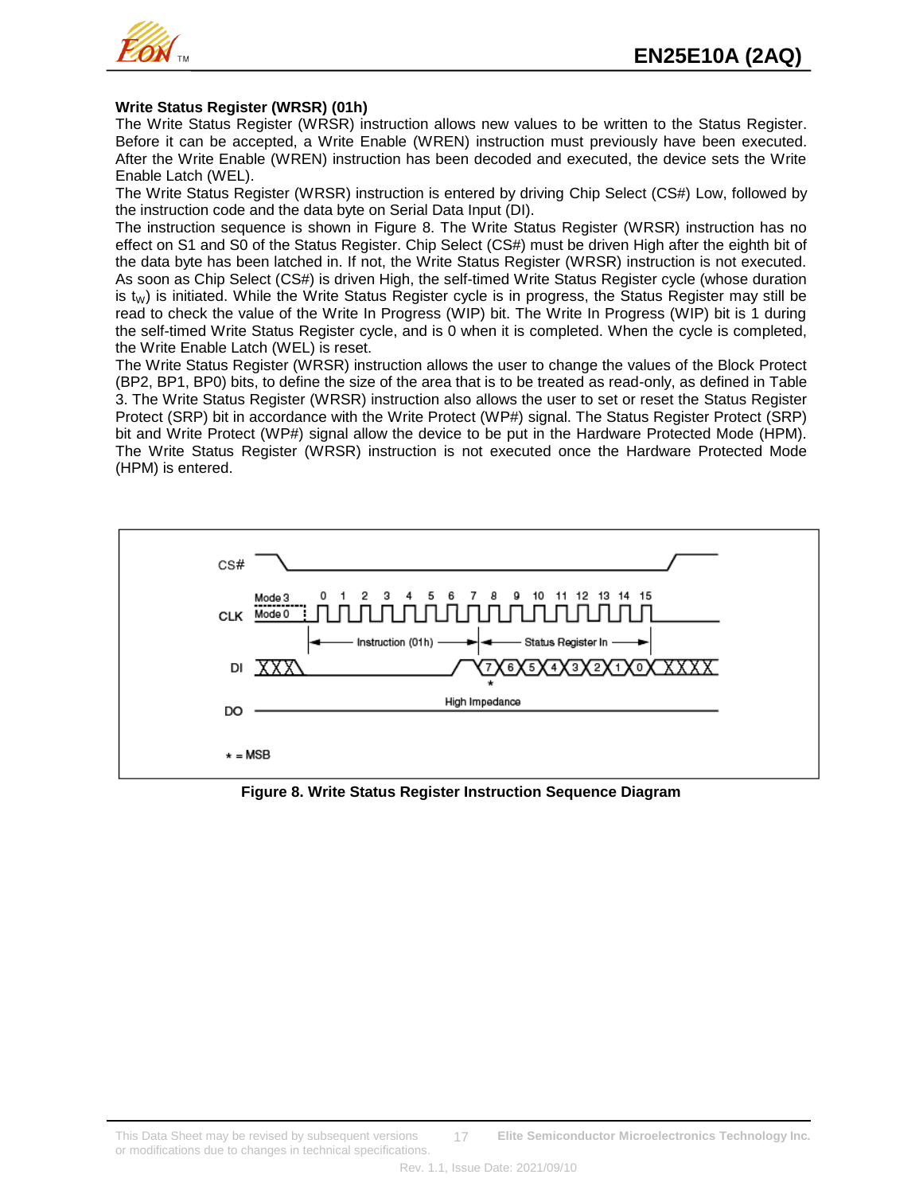### Write Status Register (WRSR) (01h)

The Write Status Register (WRSR) instruction allows new values to be written to the Status Register. Before it can be accepted, a Write Enable (WREN) instruction must previously have been executed. After the Write Enable (WREN) instruction has been decoded and executed, the device sets the Write Enable Latch (WEL).

The Write Status Register (WRSR) instruction is entered by driving Chip Select (CS#) Low, followed by the instruction code and the data byte on Serial Data Input (DI).

The instruction sequence is shown in Figure 8. The Write Status Register (WRSR) instruction has no effect on S1 and S0 of the Status Register. Chip Select (CS#) must be driven High after the eighth bit of the data byte has been latched in. If not, the Write Status Register (WRSR) instruction is not executed. As soon as Chip Select (CS#) is driven High, the self-timed Write Status Register cycle (whose duration is $t_W$) is initiated. While the Write Status Register cycle is in progress, the Status Register may still be read to check the value of the Write In Progress (WIP) bit. The Write In Progress (WIP) bit is 1 during the self-timed Write Status Register cycle, and is 0 when it is completed. When the cycle is completed, the Write Enable Latch (WEL) is reset.

The Write Status Register (WRSR) instruction allows the user to change the values of the Block Protect (BP2, BP1, BP0) bits, to define the size of the area that is to be treated as read-only, as defined in Table 3. The Write Status Register (WRSR) instruction also allows the user to set or reset the Status Register Protect (SRP) bit in accordance with the Write Protect (WP#) signal. The Status Register Protect (SRP) bit and Write Protect (WP#) signal allow the device to be put in the Hardware Protected Mode (HPM). The Write Status Register (WRSR) instruction is not executed once the Hardware Protected Mode (HPM) is entered.

**Figure 8. Write Status Register Instruction Sequence Diagram**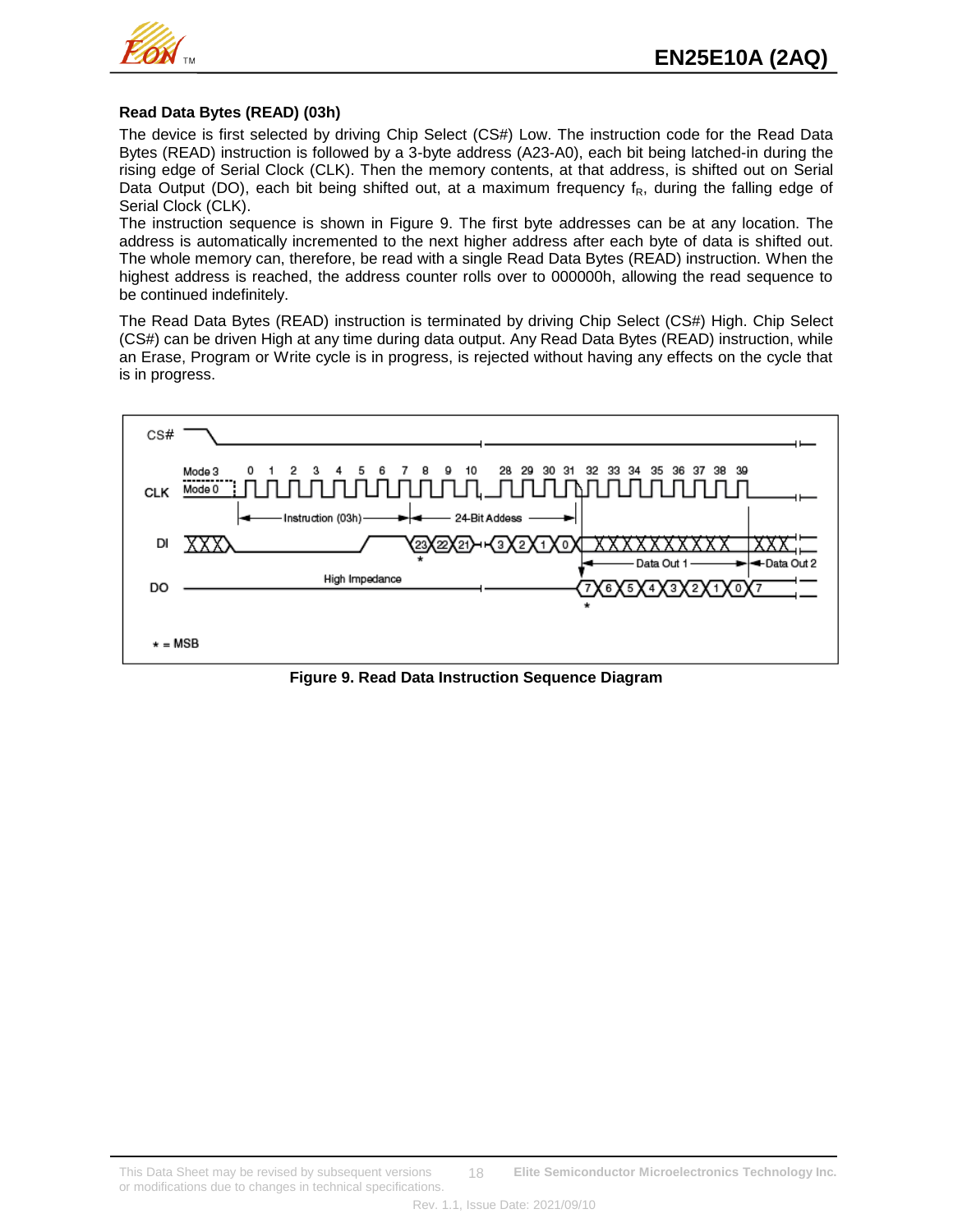### Read Data Bytes (READ) (03h)

The device is first selected by driving Chip Select (CS#) Low. The instruction code for the Read Data Bytes (READ) instruction is followed by a 3-byte address (A23-A0), each bit being latched-in during the rising edge of Serial Clock (CLK). Then the memory contents, at that address, is shifted out on Serial Data Output (DO), each bit being shifted out, at a maximum frequency $f_R$, during the falling edge of Serial Clock (CLK).

The instruction sequence is shown in Figure 9. The first byte addresses can be at any location. The address is automatically incremented to the next higher address after each byte of data is shifted out. The whole memory can, therefore, be read with a single Read Data Bytes (READ) instruction. When the highest address is reached, the address counter rolls over to 000000h, allowing the read sequence to be continued indefinitely.

The Read Data Bytes (READ) instruction is terminated by driving Chip Select (CS#) High. Chip Select (CS#) can be driven High at any time during data output. Any Read Data Bytes (READ) instruction, while an Erase, Program or Write cycle is in progress, is rejected without having any effects on the cycle that is in progress.

**Figure 9. Read Data Instruction Sequence Diagram**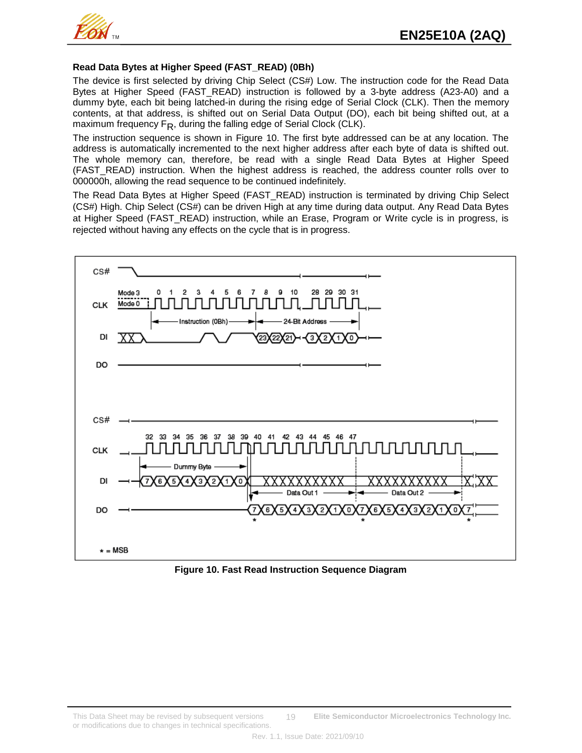### Read Data Bytes at Higher Speed (FAST_READ) (0Bh)

The device is first selected by driving Chip Select (CS#) Low. The instruction code for the Read Data Bytes at Higher Speed (FAST_READ) instruction is followed by a 3-byte address (A23-A0) and a dummy byte, each bit being latched-in during the rising edge of Serial Clock (CLK). Then the memory contents, at that address, is shifted out on Serial Data Output (DO), each bit being shifted out, at a maximum frequency $F_R$, during the falling edge of Serial Clock (CLK).

The instruction sequence is shown in Figure 10. The first byte addressed can be at any location. The address is automatically incremented to the next higher address after each byte of data is shifted out. The whole memory can, therefore, be read with a single Read Data Bytes at Higher Speed (FAST_READ) instruction. When the highest address is reached, the address counter rolls over to 000000h, allowing the read sequence to be continued indefinitely.

The Read Data Bytes at Higher Speed (FAST_READ) instruction is terminated by driving Chip Select (CS#) High. Chip Select (CS#) can be driven High at any time during data output. Any Read Data Bytes at Higher Speed (FAST_READ) instruction, while an Erase, Program or Write cycle is in progress, is rejected without having any effects on the cycle that is in progress.

**Figure 10. Fast Read Instruction Sequence Diagram**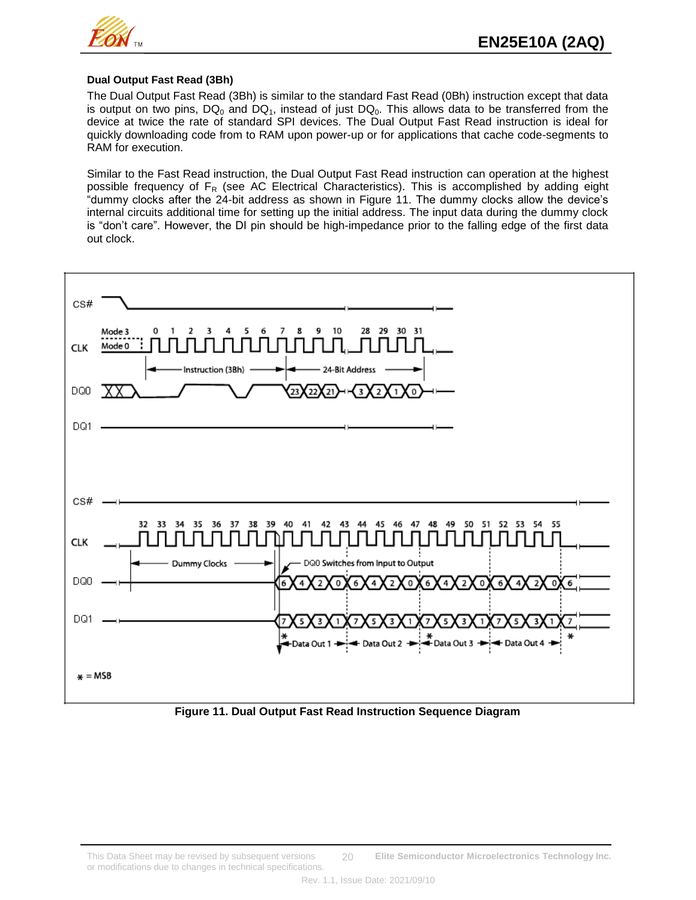### Dual Output Fast Read (3Bh)

The Dual Output Fast Read (3Bh) is similar to the standard Fast Read (0Bh) instruction except that data is output on two pins, $DQ_0$ and $DQ_1$, instead of just $DQ_0$. This allows data to be transferred from the device at twice the rate of standard SPI devices. The Dual Output Fast Read instruction is ideal for quickly downloading code from to RAM upon power-up or for applications that cache code-segments to RAM for execution.

Similar to the Fast Read instruction, the Dual Output Fast Read instruction can operation at the highest possible frequency of $F_R$ (see AC Electrical Characteristics). This is accomplished by adding eight "dummy clocks after the 24-bit address as shown in Figure 11. The dummy clocks allow the device's internal circuits additional time for setting up the initial address. The input data during the dummy clock is "don't care". However, the DI pin should be high-impedance prior to the falling edge of the first data out clock.

**Figure 11. Dual Output Fast Read Instruction Sequence Diagram**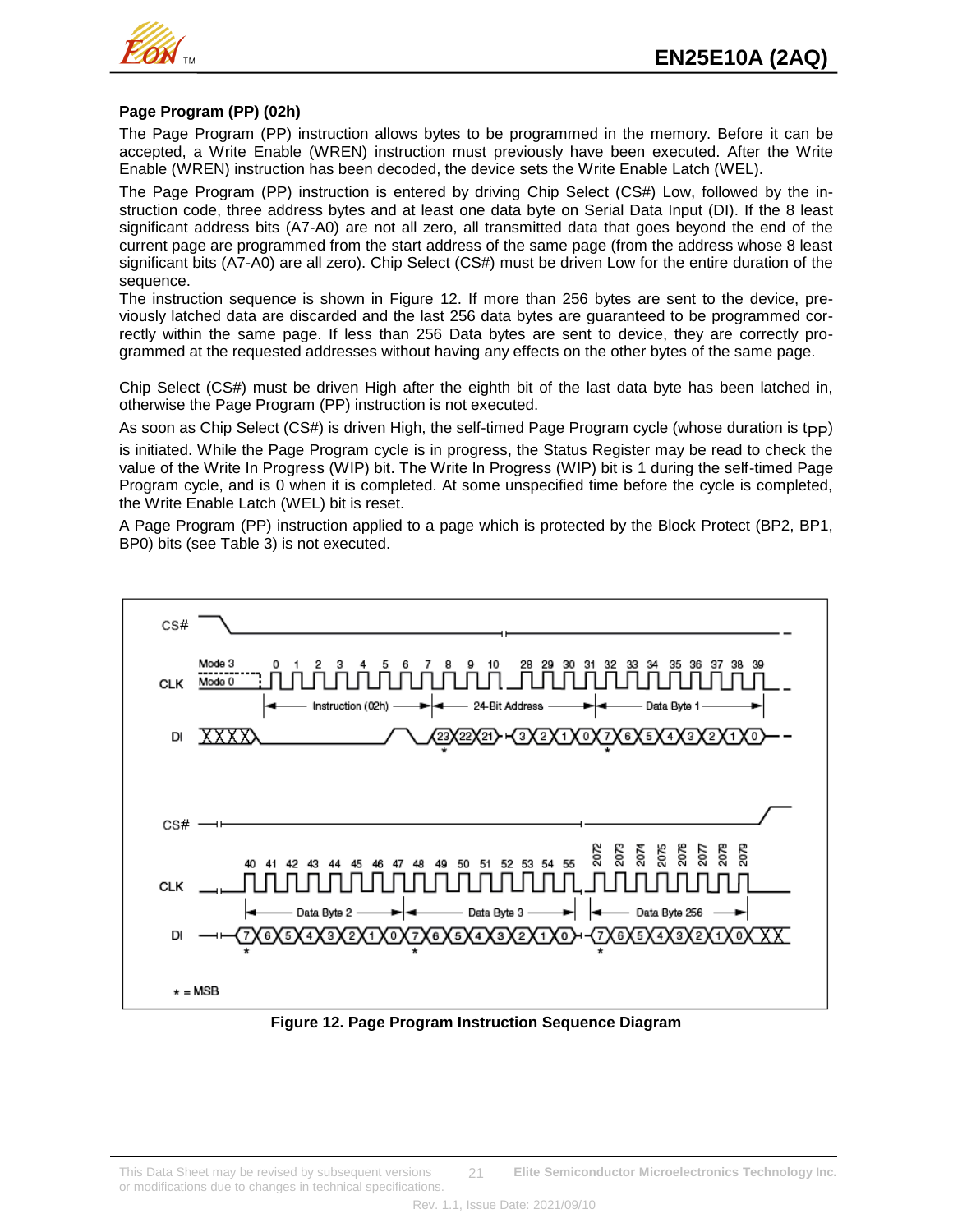### Page Program (PP) (02h)

The Page Program (PP) instruction allows bytes to be programmed in the memory. Before it can be accepted, a Write Enable (WREN) instruction must previously have been executed. After the Write Enable (WREN) instruction has been decoded, the device sets the Write Enable Latch (WEL).

The Page Program (PP) instruction is entered by driving Chip Select (CS#) Low, followed by the instruction code, three address bytes and at least one data byte on Serial Data Input (DI). If the 8 least significant address bits (A7-A0) are not all zero, all transmitted data that goes beyond the end of the current page are programmed from the start address of the same page (from the address whose 8 least significant bits (A7-A0) are all zero). Chip Select (CS#) must be driven Low for the entire duration of the sequence.

The instruction sequence is shown in Figure 12. If more than 256 bytes are sent to the device, previously latched data are discarded and the last 256 data bytes are guaranteed to be programmed correctly within the same page. If less than 256 Data bytes are sent to device, they are correctly programmed at the requested addresses without having any effects on the other bytes of the same page.

Chip Select (CS#) must be driven High after the eighth bit of the last data byte has been latched in, otherwise the Page Program (PP) instruction is not executed.

As soon as Chip Select (CS#) is driven High, the self-timed Page Program cycle (whose duration is $t_{PP}$) is initiated. While the Page Program cycle is in progress, the Status Register may be read to check the value of the Write In Progress (WIP) bit. The Write In Progress (WIP) bit is 1 during the self-timed Page Program cycle, and is 0 when it is completed. At some unspecified time before the cycle is completed, the Write Enable Latch (WEL) bit is reset.

A Page Program (PP) instruction applied to a page which is protected by the Block Protect (BP2, BP1, BP0) bits (see Table 3) is not executed.

**Figure 12. Page Program Instruction Sequence Diagram**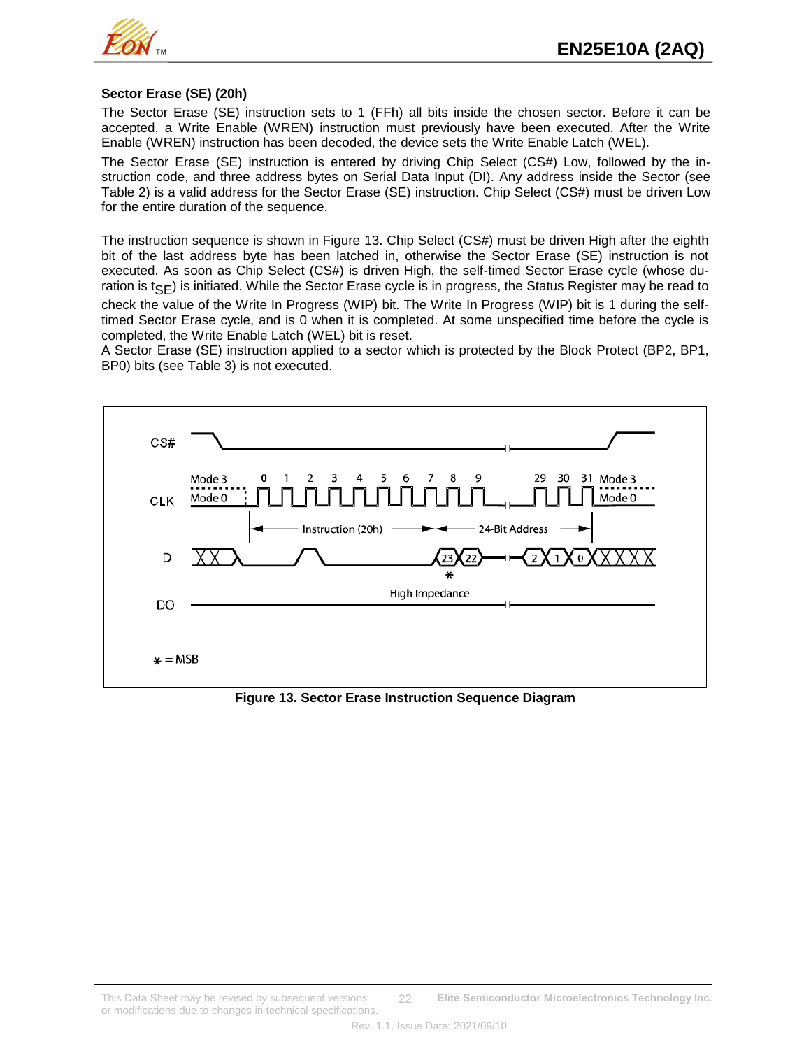### Sector Erase (SE) (20h)

The Sector Erase (SE) instruction sets to 1 (FFh) all bits inside the chosen sector. Before it can be accepted, a Write Enable (WREN) instruction must previously have been executed. After the Write Enable (WREN) instruction has been decoded, the device sets the Write Enable Latch (WEL).

The Sector Erase (SE) instruction is entered by driving Chip Select (CS#) Low, followed by the instruction code, and three address bytes on Serial Data Input (DI). Any address inside the Sector (see Table 2) is a valid address for the Sector Erase (SE) instruction. Chip Select (CS#) must be driven Low for the entire duration of the sequence.

The instruction sequence is shown in Figure 13. Chip Select (CS#) must be driven High after the eighth bit of the last address byte has been latched in, otherwise the Sector Erase (SE) instruction is not executed. As soon as Chip Select (CS#) is driven High, the self-timed Sector Erase cycle (whose duration is $t_{SE}$) is initiated. While the Sector Erase cycle is in progress, the Status Register may be read to check the value of the Write In Progress (WIP) bit. The Write In Progress (WIP) bit is 1 during the self-timed Sector Erase cycle, and is 0 when it is completed. At some unspecified time before the cycle is completed, the Write Enable Latch (WEL) bit is reset.

A Sector Erase (SE) instruction applied to a sector which is protected by the Block Protect (BP2, BP1, BP0) bits (see Table 3) is not executed.

**Figure 13. Sector Erase Instruction Sequence Diagram**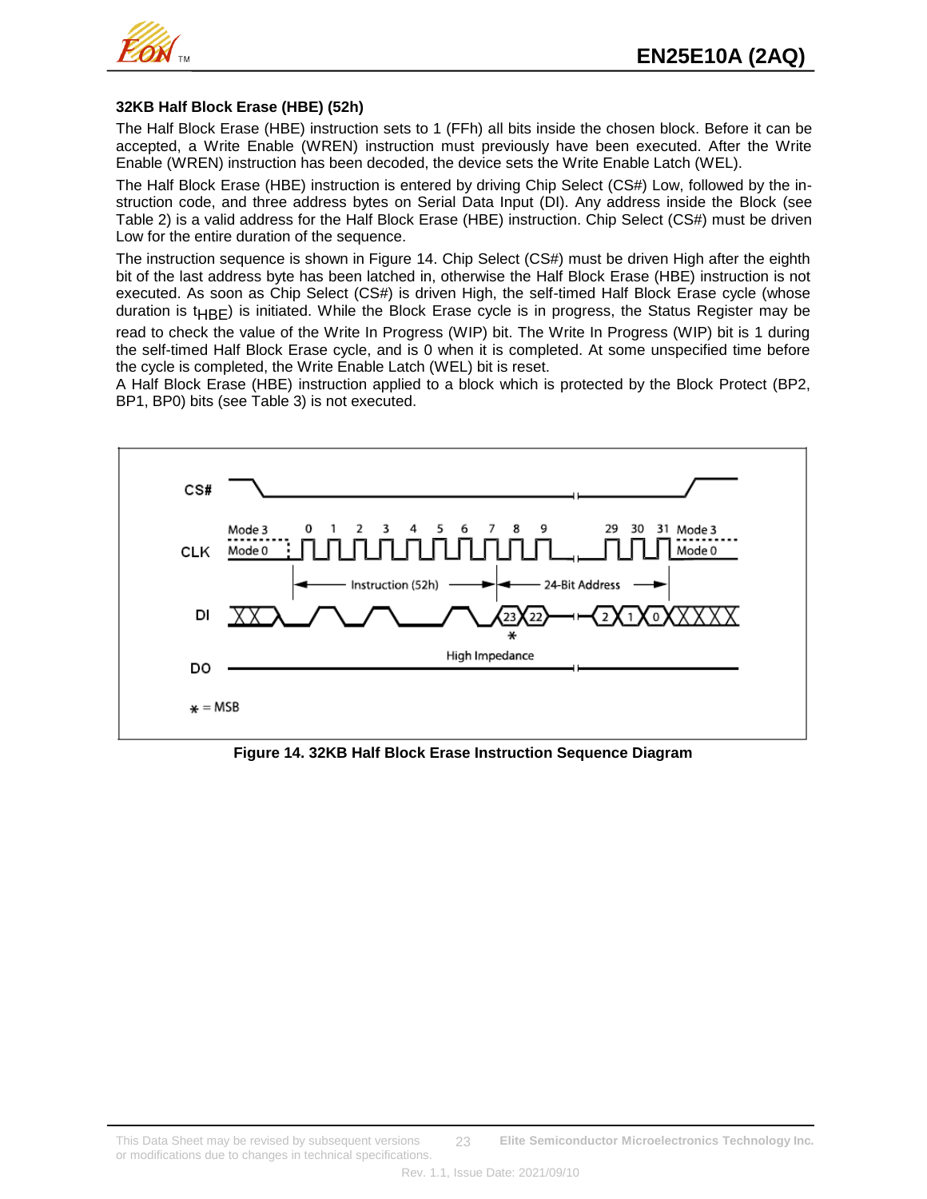### 32KB Half Block Erase (HBE) (52h)

The Half Block Erase (HBE) instruction sets to 1 (FFh) all bits inside the chosen block. Before it can be accepted, a Write Enable (WREN) instruction must previously have been executed. After the Write Enable (WREN) instruction has been decoded, the device sets the Write Enable Latch (WEL).

The Half Block Erase (HBE) instruction is entered by driving Chip Select (CS#) Low, followed by the instruction code, and three address bytes on Serial Data Input (DI). Any address inside the Block (see Table 2) is a valid address for the Half Block Erase (HBE) instruction. Chip Select (CS#) must be driven Low for the entire duration of the sequence.

The instruction sequence is shown in Figure 14. Chip Select (CS#) must be driven High after the eighth bit of the last address byte has been latched in, otherwise the Half Block Erase (HBE) instruction is not executed. As soon as Chip Select (CS#) is driven High, the self-timed Half Block Erase cycle (whose duration is $t_{HBE}$) is initiated. While the Block Erase cycle is in progress, the Status Register may be read to check the value of the Write In Progress (WIP) bit. The Write In Progress (WIP) bit is 1 during the self-timed Half Block Erase cycle, and is 0 when it is completed. At some unspecified time before the cycle is completed, the Write Enable Latch (WEL) bit is reset.

A Half Block Erase (HBE) instruction applied to a block which is protected by the Block Protect (BP2, BP1, BP0) bits (see Table 3) is not executed.

**Figure 14. 32KB Half Block Erase Instruction Sequence Diagram**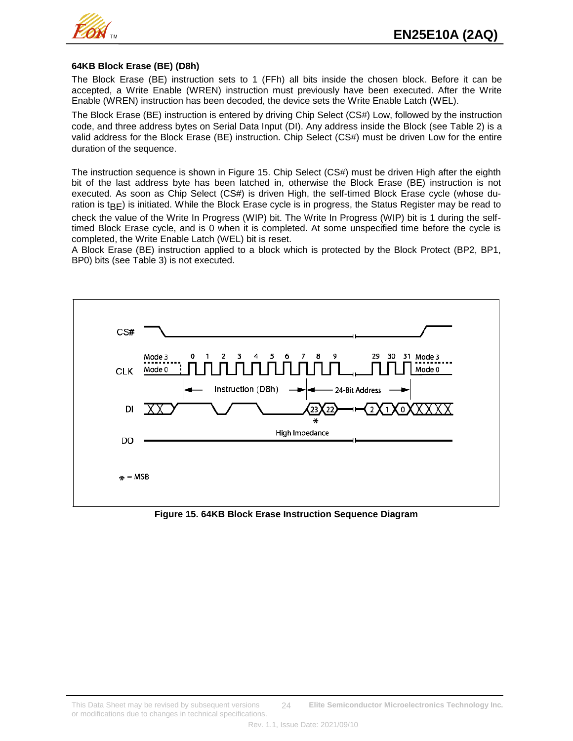### 64KB Block Erase (BE) (D8h)

The Block Erase (BE) instruction sets to 1 (FFh) all bits inside the chosen block. Before it can be accepted, a Write Enable (WREN) instruction must previously have been executed. After the Write Enable (WREN) instruction has been decoded, the device sets the Write Enable Latch (WEL).

The Block Erase (BE) instruction is entered by driving Chip Select (CS#) Low, followed by the instruction code, and three address bytes on Serial Data Input (DI). Any address inside the Block (see Table 2) is a valid address for the Block Erase (BE) instruction. Chip Select (CS#) must be driven Low for the entire duration of the sequence.

The instruction sequence is shown in Figure 15. Chip Select (CS#) must be driven High after the eighth bit of the last address byte has been latched in, otherwise the Block Erase (BE) instruction is not executed. As soon as Chip Select (CS#) is driven High, the self-timed Block Erase cycle (whose duration is $t_{BE}$) is initiated. While the Block Erase cycle is in progress, the Status Register may be read to check the value of the Write In Progress (WIP) bit. The Write In Progress (WIP) bit is 1 during the self-timed Block Erase cycle, and is 0 when it is completed. At some unspecified time before the cycle is completed, the Write Enable Latch (WEL) bit is reset.

A Block Erase (BE) instruction applied to a block which is protected by the Block Protect (BP2, BP1, BP0) bits (see Table 3) is not executed.

**Figure 15. 64KB Block Erase Instruction Sequence Diagram**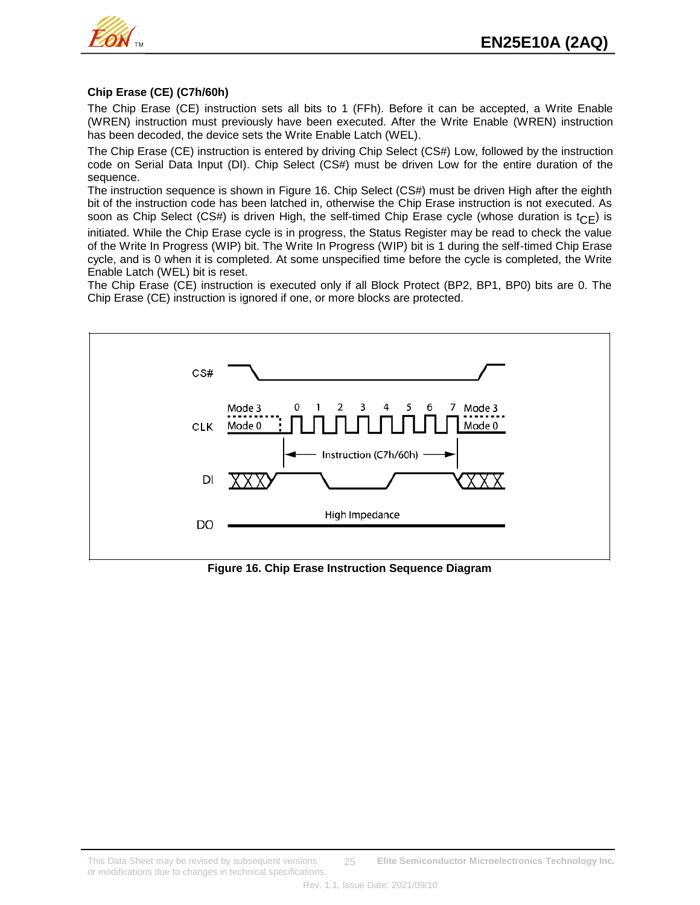### Chip Erase (CE) (C7h/60h)

The Chip Erase (CE) instruction sets all bits to 1 (FFh). Before it can be accepted, a Write Enable (WREN) instruction must previously have been executed. After the Write Enable (WREN) instruction has been decoded, the device sets the Write Enable Latch (WEL).

The Chip Erase (CE) instruction is entered by driving Chip Select (CS#) Low, followed by the instruction code on Serial Data Input (DI). Chip Select (CS#) must be driven Low for the entire duration of the sequence.

The instruction sequence is shown in Figure 16. Chip Select (CS#) must be driven High after the eighth bit of the instruction code has been latched in, otherwise the Chip Erase instruction is not executed. As soon as Chip Select (CS#) is driven High, the self-timed Chip Erase cycle (whose duration is $t_{CE}$) is initiated. While the Chip Erase cycle is in progress, the Status Register may be read to check the value of the Write In Progress (WIP) bit. The Write In Progress (WIP) bit is 1 during the self-timed Chip Erase cycle, and is 0 when it is completed. At some unspecified time before the cycle is completed, the Write Enable Latch (WEL) bit is reset.

The Chip Erase (CE) instruction is executed only if all Block Protect (BP2, BP1, BP0) bits are 0. The Chip Erase (CE) instruction is ignored if one, or more blocks are protected.

**Figure 16. Chip Erase Instruction Sequence Diagram**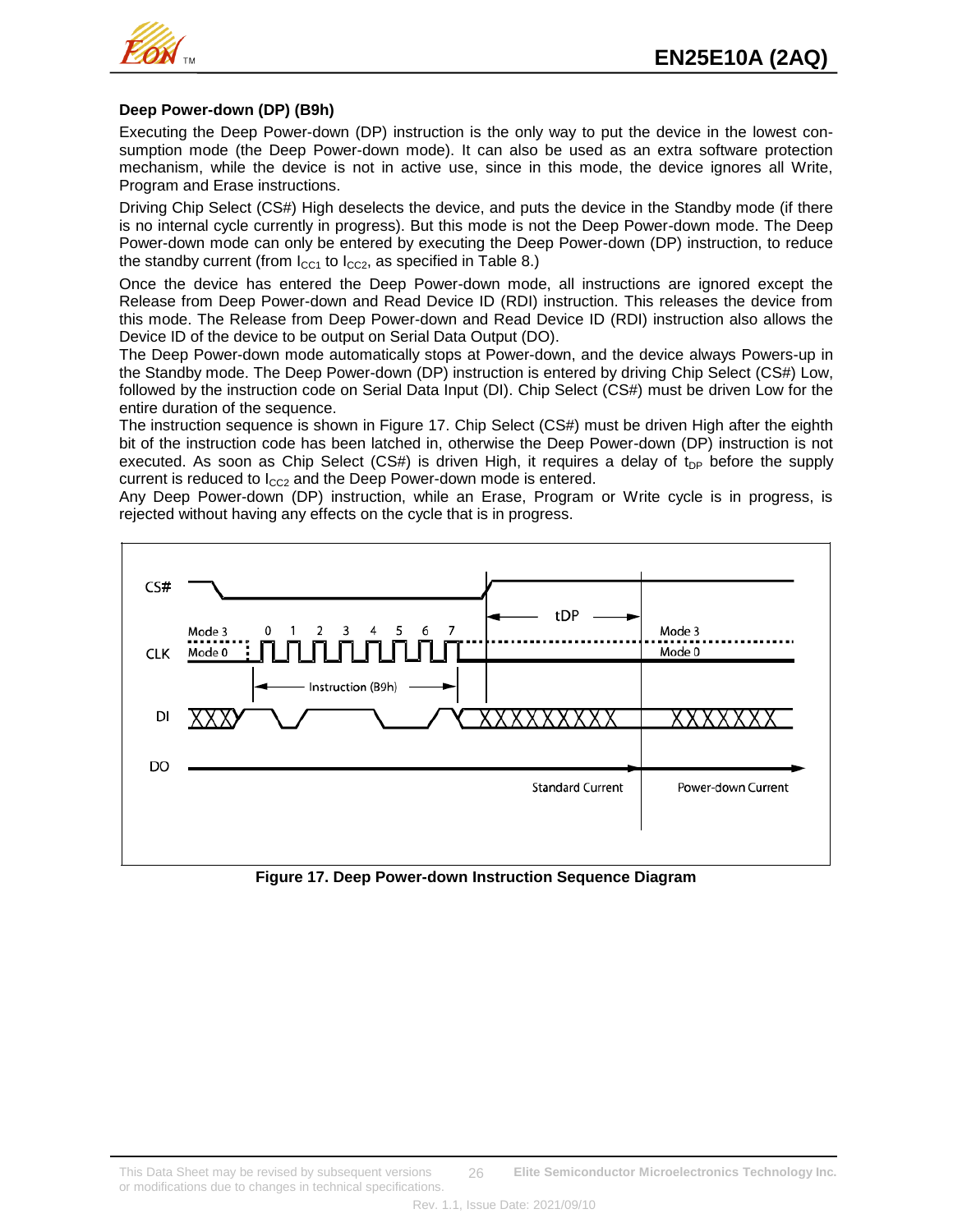### Deep Power-down (DP) (B9h)

Executing the Deep Power-down (DP) instruction is the only way to put the device in the lowest consumption mode (the Deep Power-down mode). It can also be used as an extra software protection mechanism, while the device is not in active use, since in this mode, the device ignores all Write, Program and Erase instructions.

Driving Chip Select (CS#) High deselects the device, and puts the device in the Standby mode (if there is no internal cycle currently in progress). But this mode is not the Deep Power-down mode. The Deep Power-down mode can only be entered by executing the Deep Power-down (DP) instruction, to reduce the standby current (from $I_{CC1}$ to $I_{CC2}$, as specified in Table 8.)

Once the device has entered the Deep Power-down mode, all instructions are ignored except the Release from Deep Power-down and Read Device ID (RDI) instruction. This releases the device from this mode. The Release from Deep Power-down and Read Device ID (RDI) instruction also allows the Device ID of the device to be output on Serial Data Output (DO).

The Deep Power-down mode automatically stops at Power-down, and the device always Powers-up in the Standby mode. The Deep Power-down (DP) instruction is entered by driving Chip Select (CS#) Low, followed by the instruction code on Serial Data Input (DI). Chip Select (CS#) must be driven Low for the entire duration of the sequence.

The instruction sequence is shown in Figure 17. Chip Select (CS#) must be driven High after the eighth bit of the instruction code has been latched in, otherwise the Deep Power-down (DP) instruction is not executed. As soon as Chip Select (CS#) is driven High, it requires a delay of $t_{DP}$ before the supply current is reduced to $I_{CC2}$ and the Deep Power-down mode is entered.

Any Deep Power-down (DP) instruction, while an Erase, Program or Write cycle is in progress, is rejected without having any effects on the cycle that is in progress.

**Figure 17. Deep Power-down Instruction Sequence Diagram**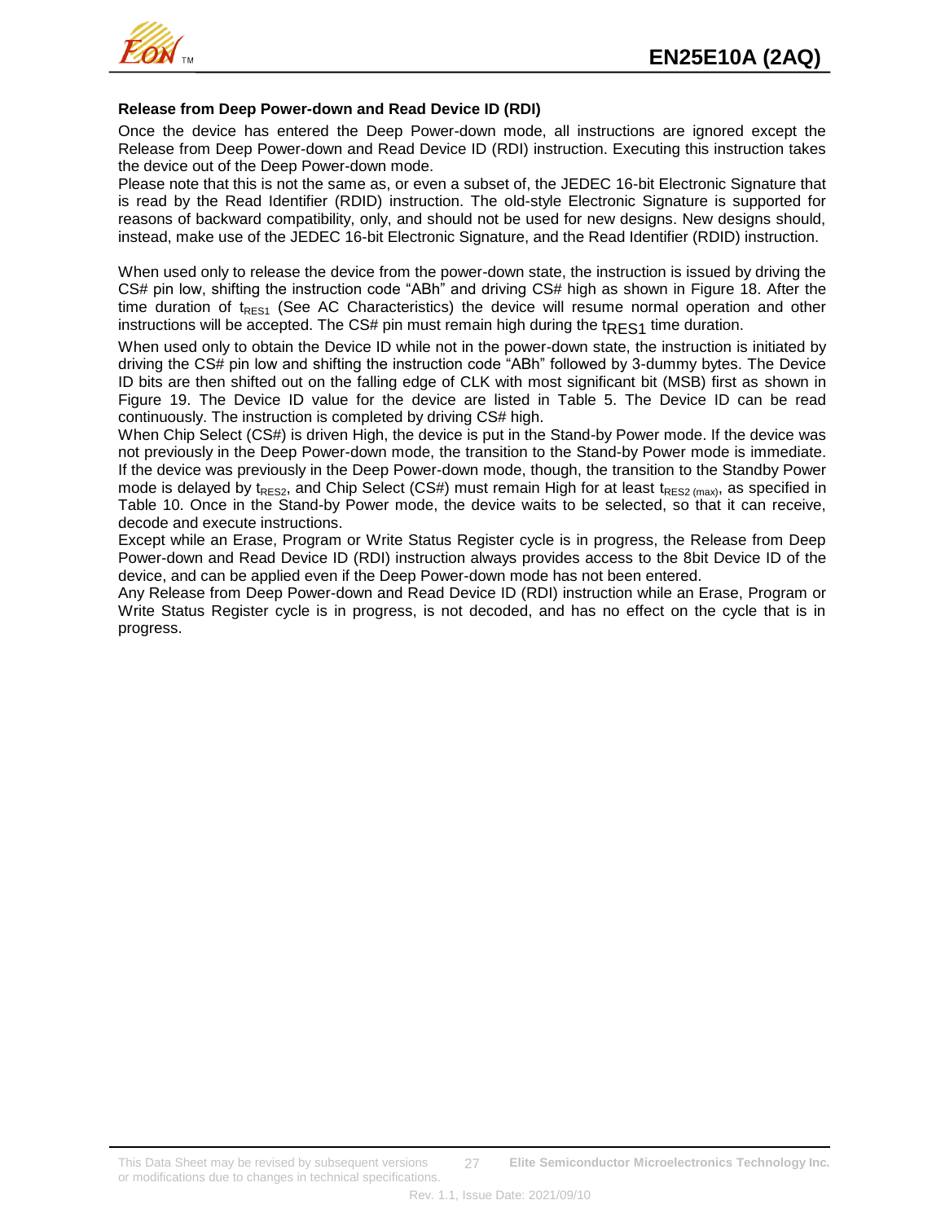**Release from Deep Power-down and Read Device ID (RDI)**

Once the device has entered the Deep Power-down mode, all instructions are ignored except the Release from Deep Power-down and Read Device ID (RDI) instruction. Executing this instruction takes the device out of the Deep Power-down mode.

Please note that this is not the same as, or even a subset of, the JEDEC 16-bit Electronic Signature that is read by the Read Identifier (RDID) instruction. The old-style Electronic Signature is supported for reasons of backward compatibility, only, and should not be used for new designs. New designs should, instead, make use of the JEDEC 16-bit Electronic Signature, and the Read Identifier (RDID) instruction.

When used only to release the device from the power-down state, the instruction is issued by driving the CS# pin low, shifting the instruction code "ABh" and driving CS# high as shown in Figure 18. After the time duration of $t_{RES1}$ (See AC Characteristics) the device will resume normal operation and other instructions will be accepted. The CS# pin must remain high during the $t_{RES1}$ time duration.

When used only to obtain the Device ID while not in the power-down state, the instruction is initiated by driving the CS# pin low and shifting the instruction code "ABh" followed by 3-dummy bytes. The Device ID bits are then shifted out on the falling edge of CLK with most significant bit (MSB) first as shown in Figure 19. The Device ID value for the device are listed in Table 5. The Device ID can be read continuously. The instruction is completed by driving CS# high.

When Chip Select (CS#) is driven High, the device is put in the Stand-by Power mode. If the device was not previously in the Deep Power-down mode, the transition to the Stand-by Power mode is immediate. If the device was previously in the Deep Power-down mode, though, the transition to the Standby Power mode is delayed by $t_{RES2}$, and Chip Select (CS#) must remain High for at least $t_{RES2\ (max)}$, as specified in Table 10. Once in the Stand-by Power mode, the device waits to be selected, so that it can receive, decode and execute instructions.

Except while an Erase, Program or Write Status Register cycle is in progress, the Release from Deep Power-down and Read Device ID (RDI) instruction always provides access to the 8bit Device ID of the device, and can be applied even if the Deep Power-down mode has not been entered.

Any Release from Deep Power-down and Read Device ID (RDI) instruction while an Erase, Program or Write Status Register cycle is in progress, is not decoded, and has no effect on the cycle that is in progress.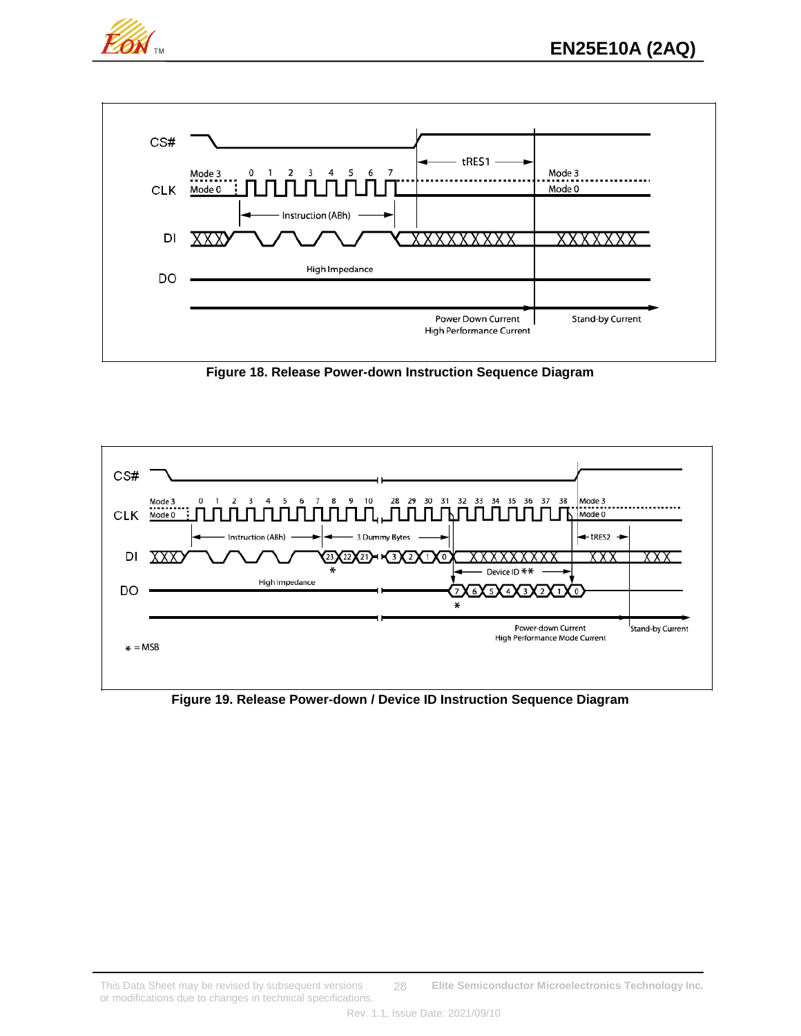**Figure 18. Release Power-down Instruction Sequence Diagram**

**Figure 19. Release Power-down / Device ID Instruction Sequence Diagram**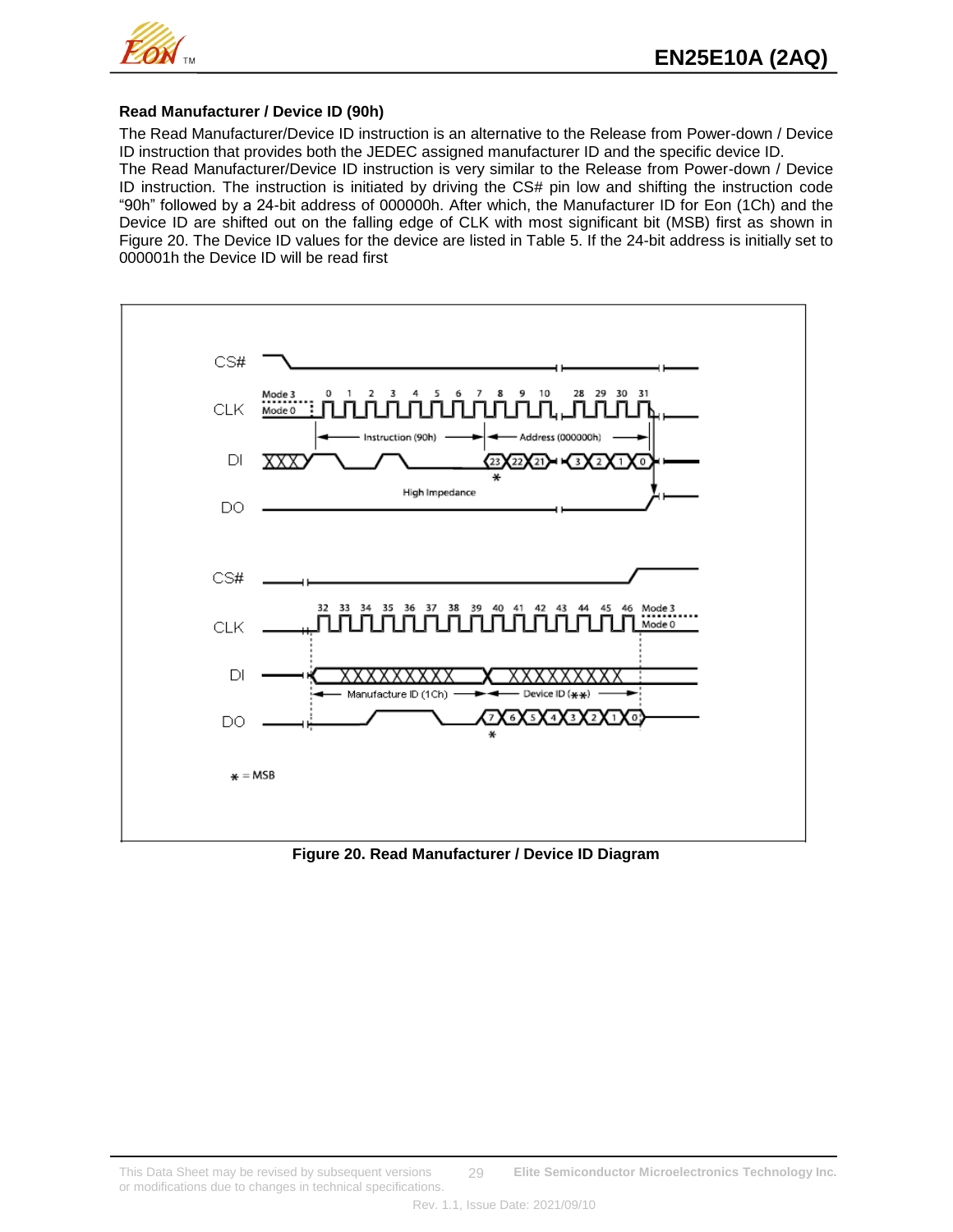### Read Manufacturer / Device ID (90h)

The Read Manufacturer/Device ID instruction is an alternative to the Release from Power-down / Device ID instruction that provides both the JEDEC assigned manufacturer ID and the specific device ID.

The Read Manufacturer/Device ID instruction is very similar to the Release from Power-down / Device ID instruction. The instruction is initiated by driving the CS# pin low and shifting the instruction code "90h" followed by a 24-bit address of 000000h. After which, the Manufacturer ID for Eon (1Ch) and the Device ID are shifted out on the falling edge of CLK with most significant bit (MSB) first as shown in Figure 20. The Device ID values for the device are listed in Table 5. If the 24-bit address is initially set to 000001h the Device ID will be read first

**Figure 20. Read Manufacturer / Device ID Diagram**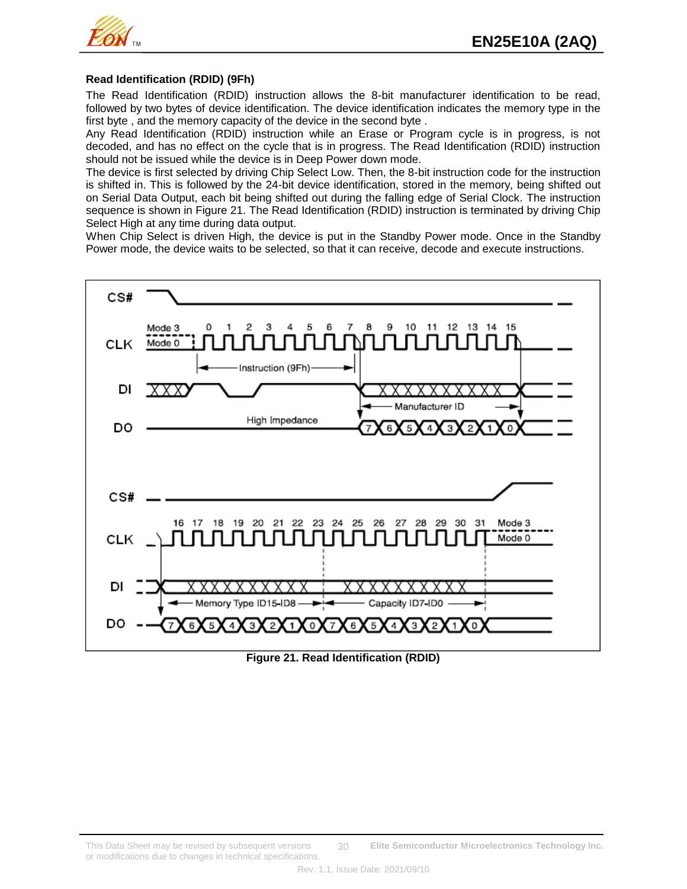### Read Identification (RDID) (9Fh)

The Read Identification (RDID) instruction allows the 8-bit manufacturer identification to be read, followed by two bytes of device identification. The device identification indicates the memory type in the first byte , and the memory capacity of the device in the second byte .

Any Read Identification (RDID) instruction while an Erase or Program cycle is in progress, is not decoded, and has no effect on the cycle that is in progress. The Read Identification (RDID) instruction should not be issued while the device is in Deep Power down mode.

The device is first selected by driving Chip Select Low. Then, the 8-bit instruction code for the instruction is shifted in. This is followed by the 24-bit device identification, stored in the memory, being shifted out on Serial Data Output, each bit being shifted out during the falling edge of Serial Clock. The instruction sequence is shown in Figure 21. The Read Identification (RDID) instruction is terminated by driving Chip Select High at any time during data output.

When Chip Select is driven High, the device is put in the Standby Power mode. Once in the Standby Power mode, the device waits to be selected, so that it can receive, decode and execute instructions.

**Figure 21. Read Identification (RDID)**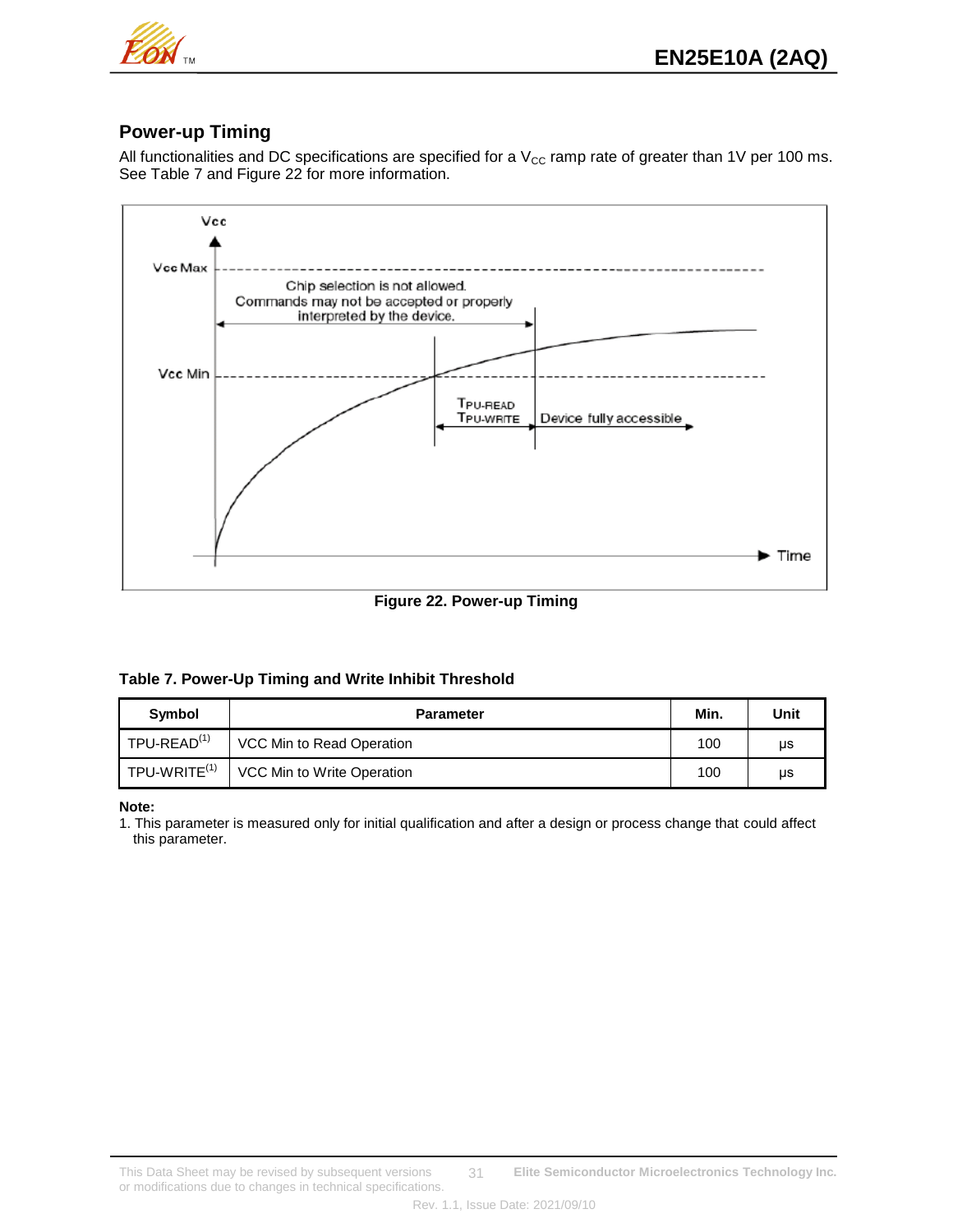## Power-up Timing

All functionalities and DC specifications are specified for a $V_{CC}$ ramp rate of greater than 1V per 100 ms. See Table 7 and Figure 22 for more information.

**Figure 22. Power-up Timing**

**Table 7. Power-Up Timing and Write Inhibit Threshold**

| Symbol | Parameter | Min. | Unit |
|---|---|---|---|
| TPU-READ[1] | VCC Min to Read Operation | 100 | µs |
| TPU-WRITE[1] | VCC Min to Write Operation | 100 | µs |

**Note:**

1. This parameter is measured only for initial qualification and after a design or process change that could affect this parameter.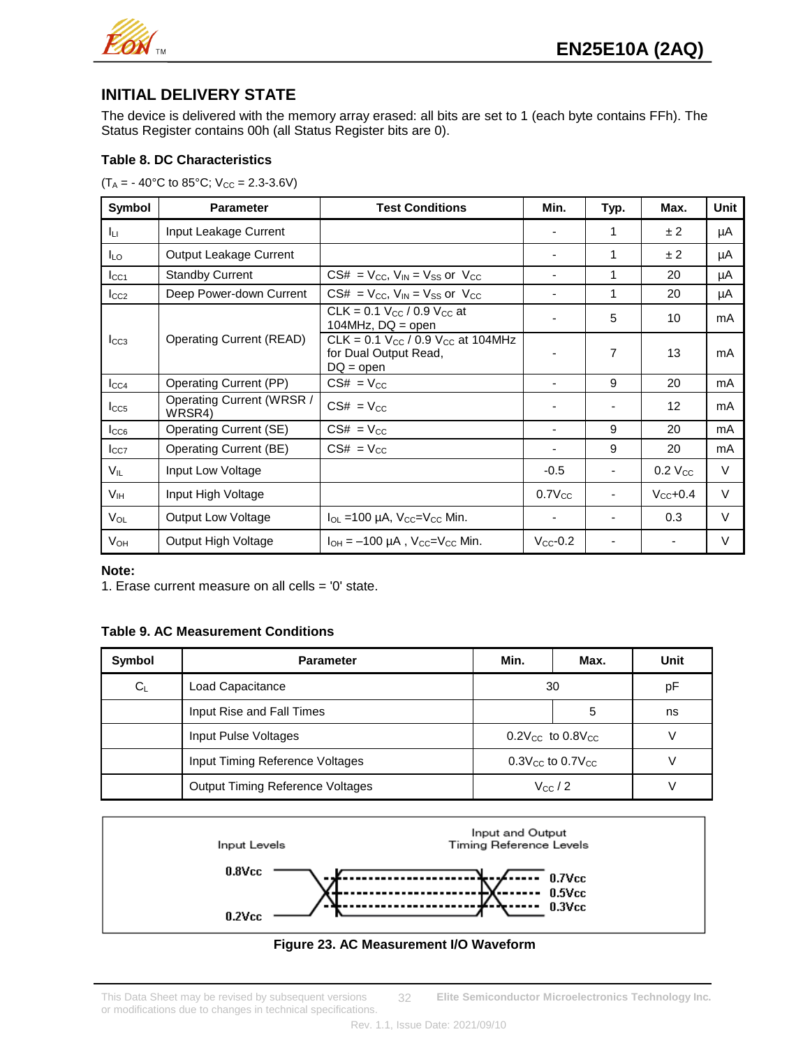## INITIAL DELIVERY STATE

The device is delivered with the memory array erased: all bits are set to 1 (each byte contains FFh). The Status Register contains 00h (all Status Register bits are 0).

### Table 8. DC Characteristics

($T_A$ = - 40°C to 85°C; $V_{CC}$ = 2.3-3.6V)

| Symbol | Parameter | Test Conditions | Min. | Typ. | Max. | Unit |
|---|---|---|---|---|---|---|
| $I_{LI}$ | Input Leakage Current | | - | 1 | ± 2 | µA |
| $I_{LO}$ | Output Leakage Current | | - | 1 | ± 2 | µA |
| $I_{CC1}$ | Standby Current | CS# = $V_{CC}$, $V_{IN}$ = $V_{SS}$ or $V_{CC}$ | - | 1 | 20 | µA |
| $I_{CC2}$ | Deep Power-down Current | CS# = $V_{CC}$, $V_{IN}$ = $V_{SS}$ or $V_{CC}$ | - | 1 | 20 | µA |
| $I_{CC3}$ | Operating Current (READ) | CLK = 0.1 $V_{CC}$ / 0.9 $V_{CC}$ at 104MHz, DQ = open | - | 5 | 10 | mA |
| | | CLK = 0.1 $V_{CC}$ / 0.9 $V_{CC}$ at 104MHz for Dual Output Read, DQ = open | - | 7 | 13 | mA |
| $I_{CC4}$ | Operating Current (PP) | CS# = $V_{CC}$ | - | 9 | 20 | mA |
| $I_{CC5}$ | Operating Current (WRSR / WRSR4) | CS# = $V_{CC}$ | - | - | 12 | mA |
| $I_{CC6}$ | Operating Current (SE) | CS# = $V_{CC}$ | - | 9 | 20 | mA |
| $I_{CC7}$ | Operating Current (BE) | CS# = $V_{CC}$ | - | 9 | 20 | mA |
| $V_{IL}$ | Input Low Voltage | | -0.5 | - | 0.2 $V_{CC}$ | V |
| $V_{IH}$ | Input High Voltage | | 0.7$V_{CC}$ | - | $V_{CC}$+0.4 | V |
| $V_{OL}$ | Output Low Voltage | $I_{OL}$ =100 µA, $V_{CC}$=$V_{CC}$ Min. | - | - | 0.3 | V |
| $V_{OH}$ | Output High Voltage | $I_{OH}$ = –100 µA , $V_{CC}$=$V_{CC}$ Min. | $V_{CC}$-0.2 | - | - | V |

**Note:**
1. Erase current measure on all cells = '0' state.

### Table 9. AC Measurement Conditions

| Symbol | Parameter | Min. | Max. | Unit |
|---|---|---|---|---|
| $C_L$ | Load Capacitance | 30 | | pF |
| | Input Rise and Fall Times | | 5 | ns |
| | Input Pulse Voltages | 0.2$V_{CC}$ to 0.8$V_{CC}$ | | V |
| | Input Timing Reference Voltages | 0.3$V_{CC}$ to 0.7$V_{CC}$ | | V |
| | Output Timing Reference Voltages | $V_{CC}$ / 2 | | V |

Input Levels: 0.8Vcc, 0.2Vcc
Input and Output Timing Reference Levels: 0.7Vcc, 0.5Vcc, 0.3Vcc

**Figure 23. AC Measurement I/O Waveform**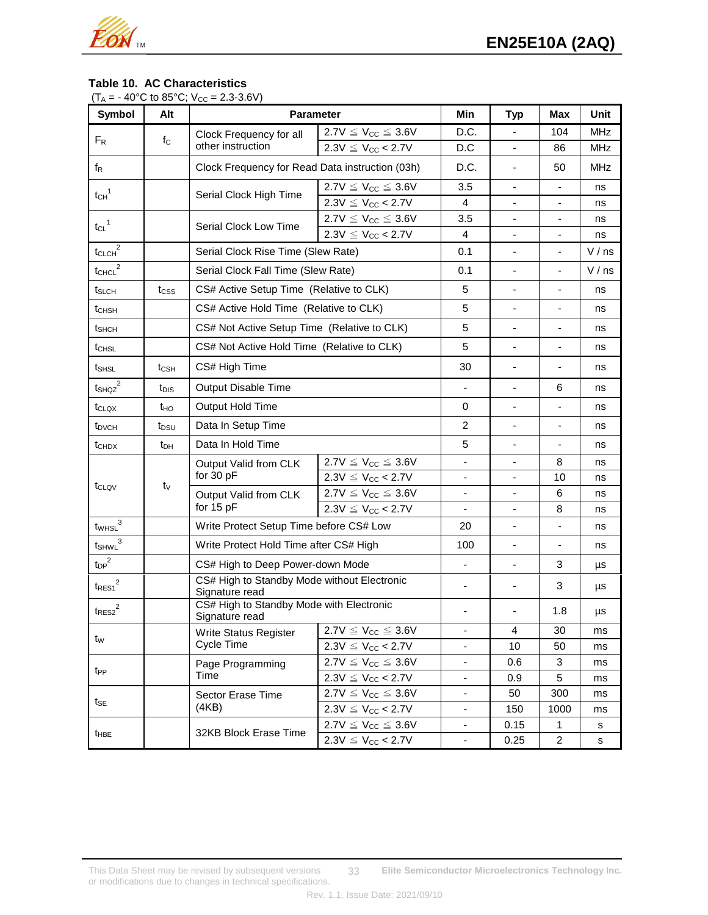### Table 10. AC Characteristics

($T_A$ = - 40°C to 85°C; $V_{CC}$ = 2.3-3.6V)

| Symbol | Alt | Parameter | | Min | Typ | Max | Unit |
|---|---|---|---|---|---|---|---|
| $F_R$ | $f_C$ | Clock Frequency for all other instruction | 2.7V ≤ $V_{CC}$ ≤ 3.6V | D.C. | - | 104 | MHz |
| | | | 2.3V ≤ $V_{CC}$ < 2.7V | D.C | - | 86 | MHz |
| $f_R$ | | Clock Frequency for Read Data instruction (03h) | | D.C. | - | 50 | MHz |
| $t_{CH}$[1] | | Serial Clock High Time | 2.7V ≤ $V_{CC}$ ≤ 3.6V | 3.5 | - | - | ns |
| | | | 2.3V ≤ $V_{CC}$ < 2.7V | 4 | - | - | ns |
| $t_{CL}$[1] | | Serial Clock Low Time | 2.7V ≤ $V_{CC}$ ≤ 3.6V | 3.5 | - | - | ns |
| | | | 2.3V ≤ $V_{CC}$ < 2.7V | 4 | - | - | ns |
| $t_{CLCH}$[2] | | Serial Clock Rise Time (Slew Rate) | | 0.1 | - | - | V / ns |
| $t_{CHCL}$[2] | | Serial Clock Fall Time (Slew Rate) | | 0.1 | - | - | V / ns |
| $t_{SLCH}$ | $t_{CSS}$ | CS# Active Setup Time (Relative to CLK) | | 5 | - | - | ns |
| $t_{CHSH}$ | | CS# Active Hold Time (Relative to CLK) | | 5 | - | - | ns |
| $t_{SHCH}$ | | CS# Not Active Setup Time (Relative to CLK) | | 5 | - | - | ns |
| $t_{CHSL}$ | | CS# Not Active Hold Time (Relative to CLK) | | 5 | - | - | ns |
| $t_{SHSL}$ | $t_{CSH}$ | CS# High Time | | 30 | - | - | ns |
| $t_{SHQZ}$[2] | $t_{DIS}$ | Output Disable Time | | - | - | 6 | ns |
| $t_{CLQX}$ | $t_{HO}$ | Output Hold Time | | 0 | - | - | ns |
| $t_{DVCH}$ | $t_{DSU}$ | Data In Setup Time | | 2 | - | - | ns |
| $t_{CHDX}$ | $t_{DH}$ | Data In Hold Time | | 5 | - | - | ns |
| $t_{CLQV}$ | $t_V$ | Output Valid from CLK for 30 pF | 2.7V ≤ $V_{CC}$ ≤ 3.6V | - | - | 8 | ns |
| | | | 2.3V ≤ $V_{CC}$ < 2.7V | - | - | 10 | ns |
| | | Output Valid from CLK for 15 pF | 2.7V ≤ $V_{CC}$ ≤ 3.6V | - | - | 6 | ns |
| | | | 2.3V ≤ $V_{CC}$ < 2.7V | - | - | 8 | ns |
| $t_{WHSL}$[3] | | Write Protect Setup Time before CS# Low | | 20 | - | - | ns |
| $t_{SHWL}$[3] | | Write Protect Hold Time after CS# High | | 100 | - | - | ns |
| $t_{DP}$[2] | | CS# High to Deep Power-down Mode | | - | - | 3 | µs |
| $t_{RES1}$[2] | | CS# High to Standby Mode without Electronic Signature read | | - | - | 3 | µs |
| $t_{RES2}$[2] | | CS# High to Standby Mode with Electronic Signature read | | - | - | 1.8 | µs |
| $t_W$ | | Write Status Register Cycle Time | 2.7V ≤ $V_{CC}$ ≤ 3.6V | - | 4 | 30 | ms |
| | | | 2.3V ≤ $V_{CC}$ < 2.7V | - | 10 | 50 | ms |
| $t_{PP}$ | | Page Programming Time | 2.7V ≤ $V_{CC}$ ≤ 3.6V | - | 0.6 | 3 | ms |
| | | | 2.3V ≤ $V_{CC}$ < 2.7V | - | 0.9 | 5 | ms |
| $t_{SE}$ | | Sector Erase Time (4KB) | 2.7V ≤ $V_{CC}$ ≤ 3.6V | - | 50 | 300 | ms |
| | | | 2.3V ≤ $V_{CC}$ < 2.7V | - | 150 | 1000 | ms |
| $t_{HBE}$ | | 32KB Block Erase Time | 2.7V ≤ $V_{CC}$ ≤ 3.6V | - | 0.15 | 1 | s |
| | | | 2.3V ≤ $V_{CC}$ < 2.7V | - | 0.25 | 2 | s |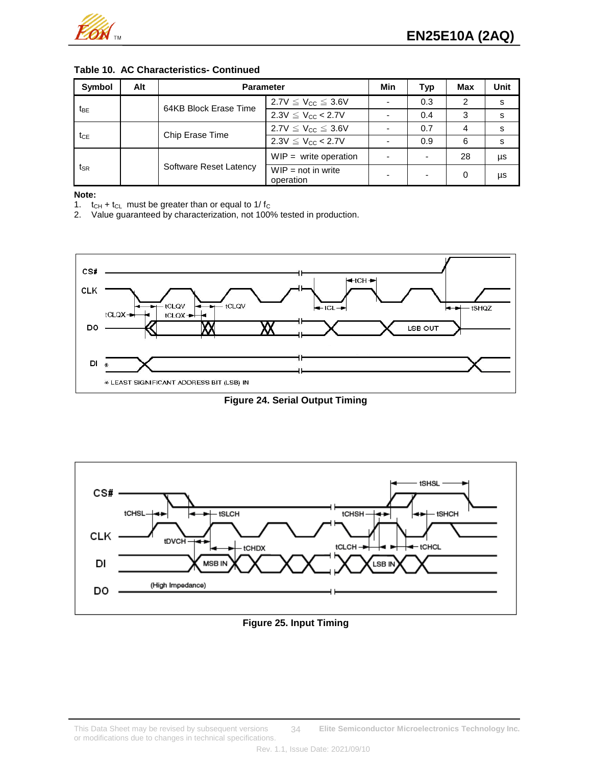**Table 10. AC Characteristics- Continued**

| Symbol | Alt | Parameter | | Min | Typ | Max | Unit |
|---|---|---|---|---|---|---|---|
| $t_{BE}$ | | 64KB Block Erase Time | 2.7V ≦ $V_{CC}$ ≦ 3.6V | - | 0.3 | 2 | s |
| | | | 2.3V ≦ $V_{CC}$ < 2.7V | - | 0.4 | 3 | s |
| $t_{CE}$ | | Chip Erase Time | 2.7V ≦ $V_{CC}$ ≦ 3.6V | - | 0.7 | 4 | s |
| | | | 2.3V ≦ $V_{CC}$ < 2.7V | - | 0.9 | 6 | s |
| $t_{SR}$ | | Software Reset Latency | WIP = write operation | - | - | 28 | µs |
| | | | WIP = not in write operation | - | - | 0 | µs |

**Note:**

1. $t_{CH}$ + $t_{CL}$ must be greater than or equal to 1/ $f_C$
2. Value guaranteed by characterization, not 100% tested in production.

**Figure 24. Serial Output Timing**

**Figure 25. Input Timing**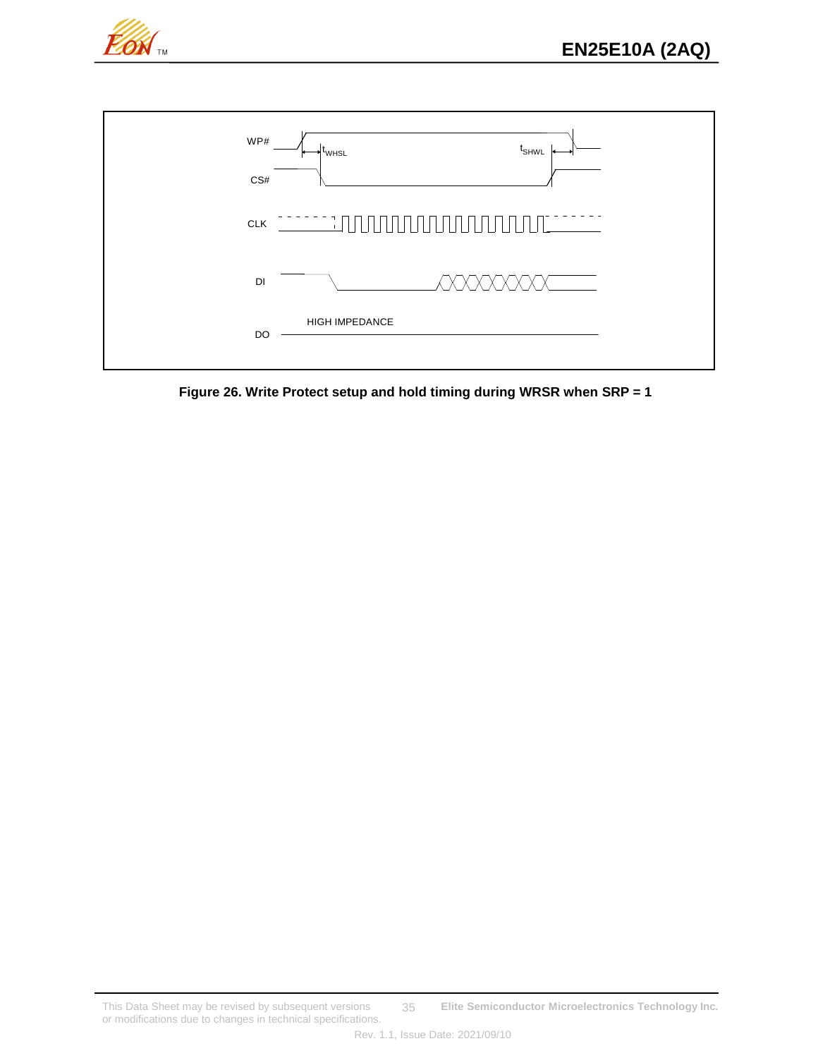WP#

$t_{WHSL}$

$t_{SHWL}$

CS#

CLK

DI

HIGH IMPEDANCE

DO

**Figure 26. Write Protect setup and hold timing during WRSR when SRP = 1**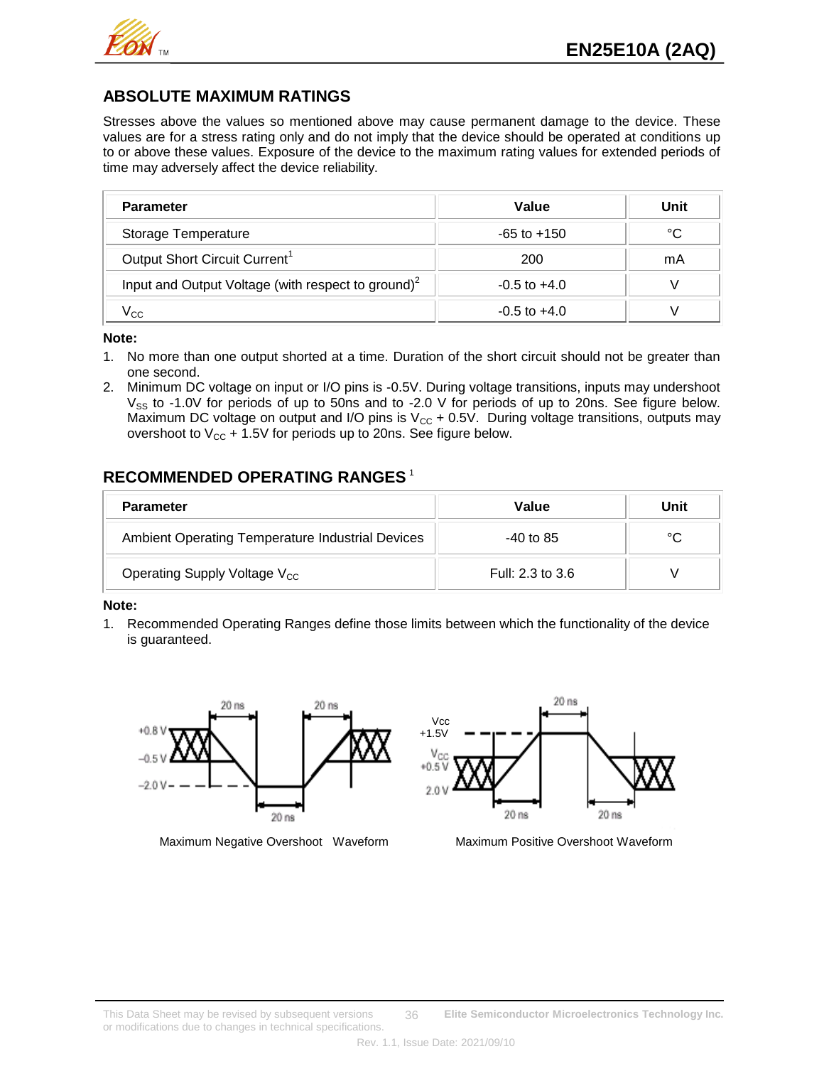## ABSOLUTE MAXIMUM RATINGS

Stresses above the values so mentioned above may cause permanent damage to the device. These values are for a stress rating only and do not imply that the device should be operated at conditions up to or above these values. Exposure of the device to the maximum rating values for extended periods of time may adversely affect the device reliability.

| Parameter | Value | Unit |
|---|---|---|
| Storage Temperature | -65 to +150 | °C |
| Output Short Circuit Current[1] | 200 | mA |
| Input and Output Voltage (with respect to ground)[2] | -0.5 to +4.0 | V |
| $V_{CC}$ | -0.5 to +4.0 | V |

**Note:**

1. No more than one output shorted at a time. Duration of the short circuit should not be greater than one second.
2. Minimum DC voltage on input or I/O pins is -0.5V. During voltage transitions, inputs may undershoot $V_{SS}$ to -1.0V for periods of up to 50ns and to -2.0 V for periods of up to 20ns. See figure below. Maximum DC voltage on output and I/O pins is $V_{CC}$ + 0.5V. During voltage transitions, outputs may overshoot to $V_{CC}$ + 1.5V for periods up to 20ns. See figure below.

## RECOMMENDED OPERATING RANGES [1]

| Parameter | Value | Unit |
|---|---|---|
| Ambient Operating Temperature Industrial Devices | -40 to 85 | °C |
| Operating Supply Voltage $V_{CC}$ | Full: 2.3 to 3.6 | V |

**Note:**

1. Recommended Operating Ranges define those limits between which the functionality of the device is guaranteed.

Maximum Negative Overshoot Waveform

Maximum Positive Overshoot Waveform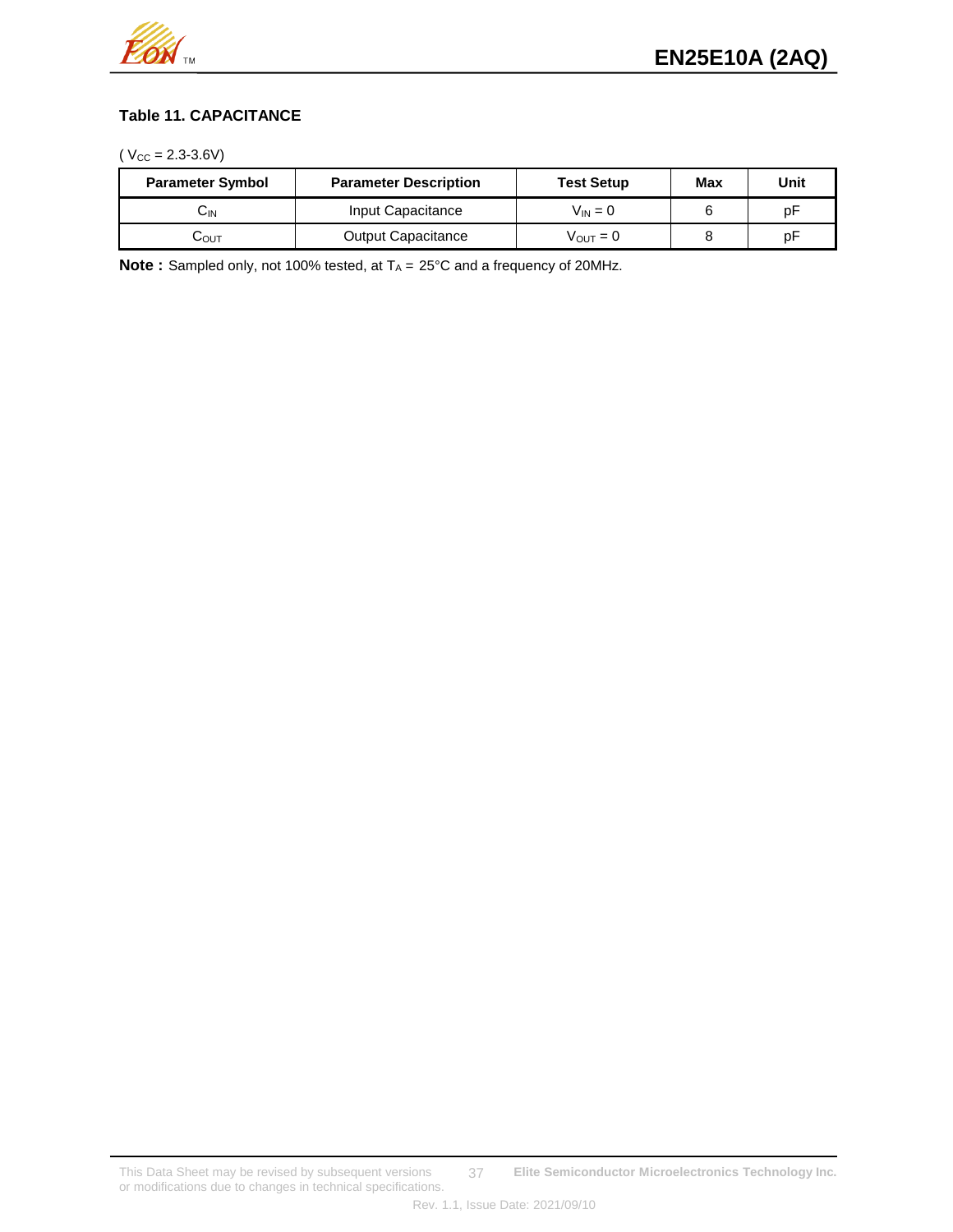### Table 11. CAPACITANCE

( $V_{CC}$ = 2.3-3.6V)

| Parameter Symbol | Parameter Description | Test Setup | Max | Unit |
|---|---|---|---|---|
| $C_{IN}$ | Input Capacitance | $V_{IN} = 0$ | 6 | pF |
| $C_{OUT}$ | Output Capacitance | $V_{OUT} = 0$ | 8 | pF |

**Note :** Sampled only, not 100% tested, at $T_A$ = 25°C and a frequency of 20MHz.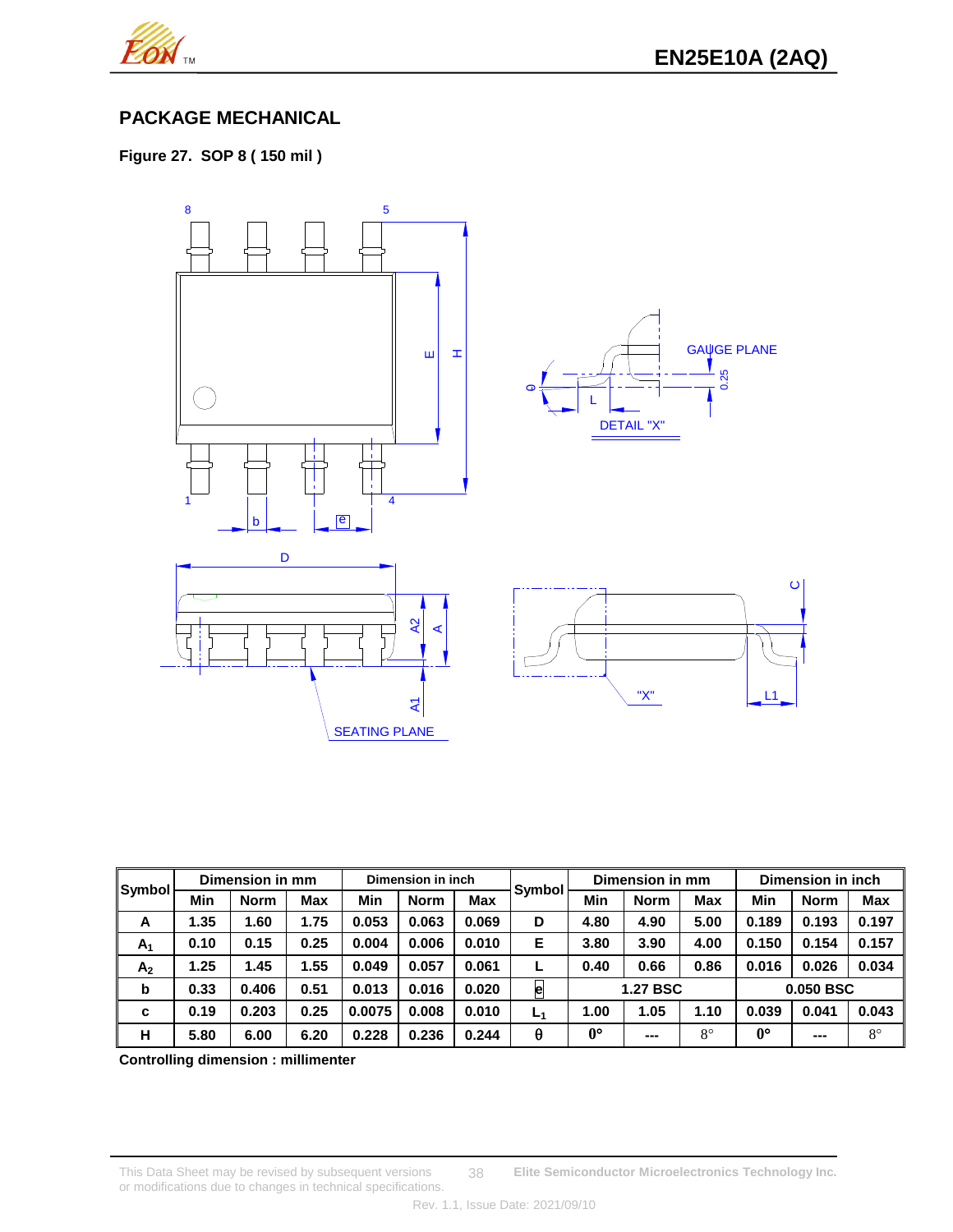## PACKAGE MECHANICAL

**Figure 27. SOP 8 ( 150 mil )**

| Symbol | Dimension in mm | | | Dimension in inch | | | Symbol | Dimension in mm | | | Dimension in inch | | |
|---|---|---|---|---|---|---|---|---|---|---|---|---|---|
| | Min | Norm | Max | Min | Norm | Max | | Min | Norm | Max | Min | Norm | Max |
| A | 1.35 | 1.60 | 1.75 | 0.053 | 0.063 | 0.069 | D | 4.80 | 4.90 | 5.00 | 0.189 | 0.193 | 0.197 |
| $A_1$ | 0.10 | 0.15 | 0.25 | 0.004 | 0.006 | 0.010 | E | 3.80 | 3.90 | 4.00 | 0.150 | 0.154 | 0.157 |
| $A_2$ | 1.25 | 1.45 | 1.55 | 0.049 | 0.057 | 0.061 | L | 0.40 | 0.66 | 0.86 | 0.016 | 0.026 | 0.034 |
| b | 0.33 | 0.406 | 0.51 | 0.013 | 0.016 | 0.020 | e | 1.27 BSC | | | 0.050 BSC | | |
| c | 0.19 | 0.203 | 0.25 | 0.0075 | 0.008 | 0.010 | $L_1$ | 1.00 | 1.05 | 1.10 | 0.039 | 0.041 | 0.043 |
| H | 5.80 | 6.00 | 6.20 | 0.228 | 0.236 | 0.244 | θ | 0° | --- | 8° | 0° | --- | 8° |

**Controlling dimension : millimenter**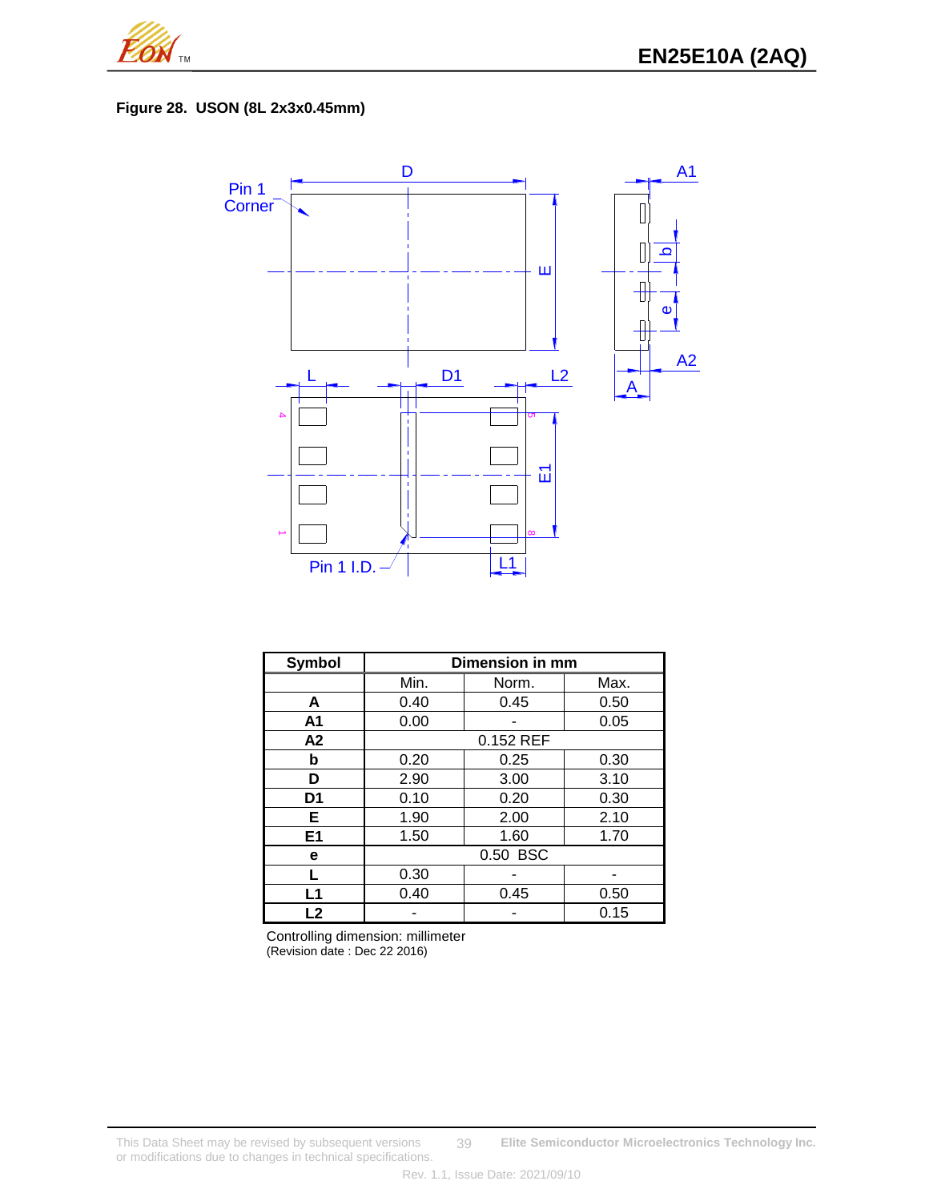**Figure 28. USON (8L 2x3x0.45mm)**

| Symbol | Dimension in mm | | |
|---|---|---|---|
| | Min. | Norm. | Max. |
| **A** | 0.40 | 0.45 | 0.50 |
| **A1** | 0.00 | - | 0.05 |
| **A2** | 0.152 REF | | |
| **b** | 0.20 | 0.25 | 0.30 |
| **D** | 2.90 | 3.00 | 3.10 |
| **D1** | 0.10 | 0.20 | 0.30 |
| **E** | 1.90 | 2.00 | 2.10 |
| **E1** | 1.50 | 1.60 | 1.70 |
| **e** | 0.50 BSC | | |
| **L** | 0.30 | - | - |
| **L1** | 0.40 | 0.45 | 0.50 |
| **L2** | - | - | 0.15 |

Controlling dimension: millimeter
(Revision date : Dec 22 2016)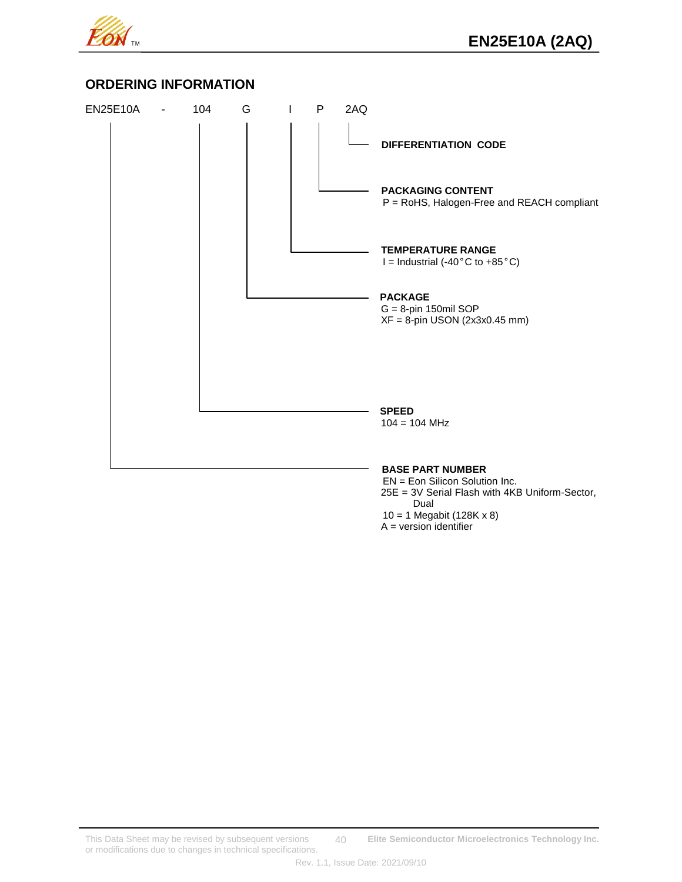## ORDERING INFORMATION

EN25E10A - 104 G I P 2AQ

**DIFFERENTIATION CODE**

**PACKAGING CONTENT**
P = RoHS, Halogen-Free and REACH compliant

**TEMPERATURE RANGE**
I = Industrial (-40°C to +85°C)

**PACKAGE**
G = 8-pin 150mil SOP
XF = 8-pin USON (2x3x0.45 mm)

**SPEED**
104 = 104 MHz

**BASE PART NUMBER**
EN = Eon Silicon Solution Inc.
25E = 3V Serial Flash with 4KB Uniform-Sector, Dual
10 = 1 Megabit (128K x 8)
A = version identifier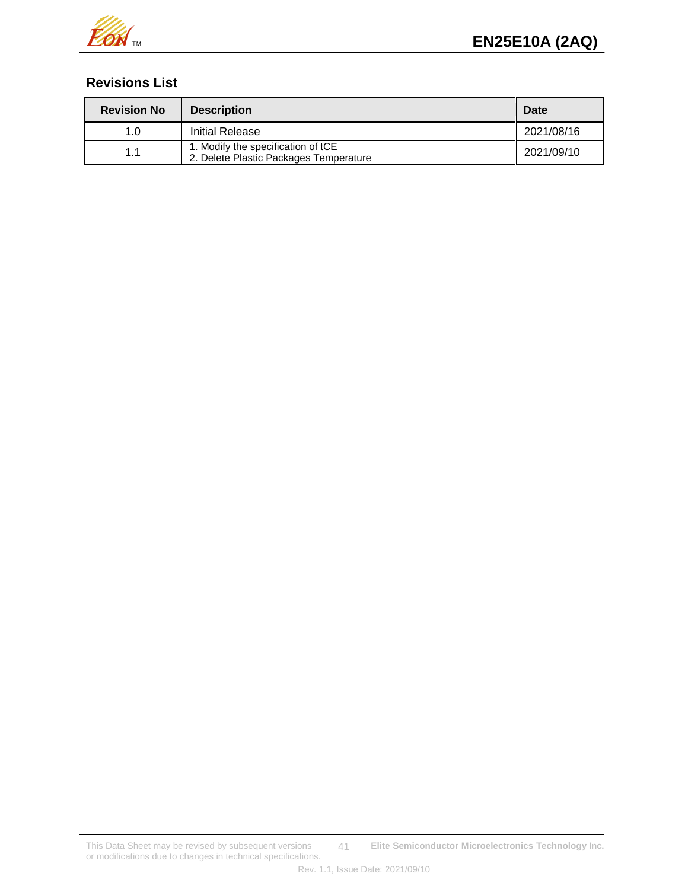## Revisions List

| Revision No | Description | Date |
|---|---|---|
| 1.0 | Initial Release | 2021/08/16 |
| 1.1 | 1. Modify the specification of tCE<br>2. Delete Plastic Packages Temperature | 2021/09/10 |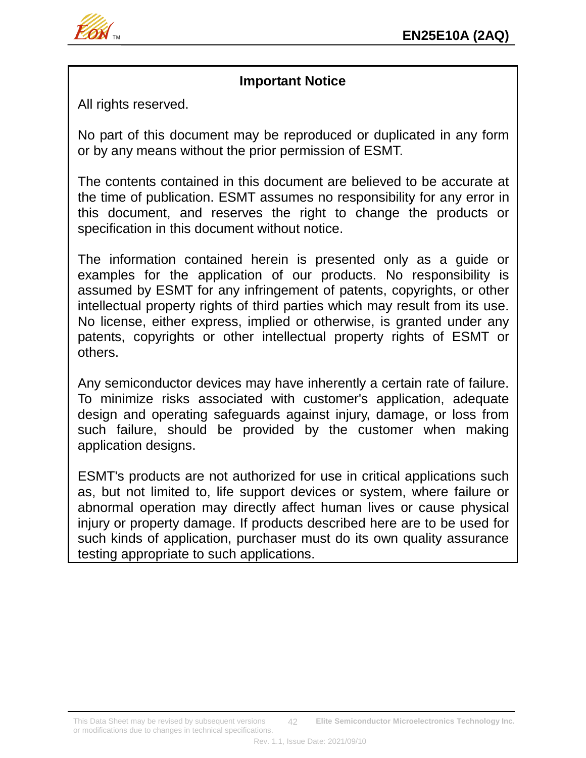## Important Notice

All rights reserved.

No part of this document may be reproduced or duplicated in any form or by any means without the prior permission of ESMT.

The contents contained in this document are believed to be accurate at the time of publication. ESMT assumes no responsibility for any error in this document, and reserves the right to change the products or specification in this document without notice.

The information contained herein is presented only as a guide or examples for the application of our products. No responsibility is assumed by ESMT for any infringement of patents, copyrights, or other intellectual property rights of third parties which may result from its use. No license, either express, implied or otherwise, is granted under any patents, copyrights or other intellectual property rights of ESMT or others.

Any semiconductor devices may have inherently a certain rate of failure. To minimize risks associated with customer's application, adequate design and operating safeguards against injury, damage, or loss from such failure, should be provided by the customer when making application designs.

ESMT's products are not authorized for use in critical applications such as, but not limited to, life support devices or system, where failure or abnormal operation may directly affect human lives or cause physical injury or property damage. If products described here are to be used for such kinds of application, purchaser must do its own quality assurance testing appropriate to such applications.